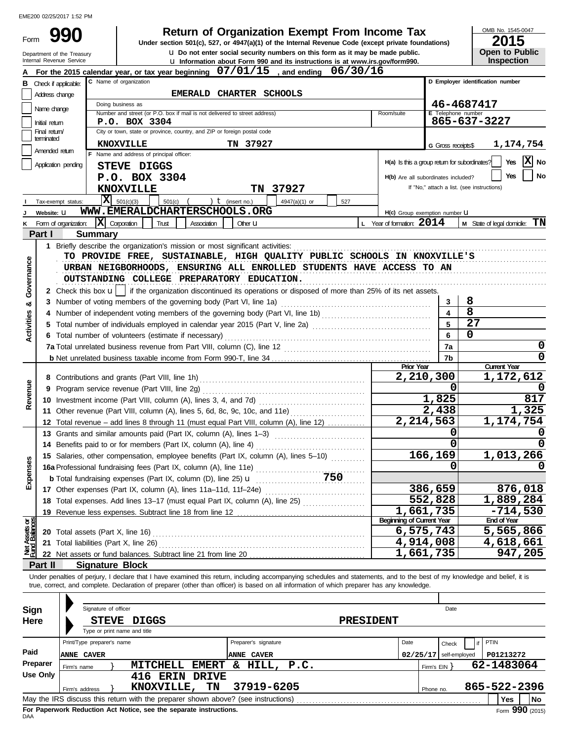EME200 02/25/2017 1:52 PM

Form **990**

Department of the Treasury
Internal Revenue Service

# Return of Organization Exempt From Income Tax

**Under section 501(c), 527, or 4947(a)(1) of the Internal Revenue Code (except private foundations)**

u Do not enter social security numbers on this form as it may be made public.

u Information about Form 990 and its instructions is at www.irs.gov/form990.

OMB No. 1545-0047

**2015**

**Open to Public Inspection**

**A** For the 2015 calendar year, or tax year beginning **07/01/15**, and ending **06/30/16**

**B** Check if applicable:
- Address change
- Name change
- Initial return
- Final return/terminated
- Amended return
- Application pending

**C** Name of organization: **EMERALD CHARTER SCHOOLS**

Doing business as

Number and street (or P.O. box if mail is not delivered to street address): **P.O. BOX 3304** Room/suite

City or town, state or province, country, and ZIP or foreign postal code: **KNOXVILLE TN 37927**

**D** Employer identification number: **46-4687417**

**E** Telephone number: **865-637-3227**

**G** Gross receipts $ **1,174,754**

**F** Name and address of principal officer:
**STEVE DIGGS**
**P.O. BOX 3304**
**KNOXVILLE TN 37927**

H(a) Is this a group return for subordinates? Yes [X] No

H(b) Are all subordinates included? Yes No
If "No," attach a list. (see instructions)

**I** Tax-exempt status: [X] 501(c)(3) 501(c) ( ) t (insert no.) 4947(a)(1) or 527

**J** Website: u **WWW.EMERALDCHARTERSCHOOLS.ORG**

H(c) Group exemption number u

**K** Form of organization: [X] Corporation Trust Association Other u

**L** Year of formation: **2014**

**M** State of legal domicile: **TN**

## Part I Summary

**Activities & Governance**

1 Briefly describe the organization's mission or most significant activities:
TO PROVIDE FREE, SUSTAINABLE, HIGH QUALITY PUBLIC SCHOOLS IN KNOXVILLE'S URBAN NEIGBORHOODS, ENSURING ALL ENROLLED STUDENTS HAVE ACCESS TO AN OUTSTANDING COLLEGE PREPARATORY EDUCATION.

2 Check this box u [ ] if the organization discontinued its operations or disposed of more than 25% of its net assets.

| | | |
|---|---|---|
| 3 Number of voting members of the governing body (Part VI, line 1a) | 3 | 8 |
| 4 Number of independent voting members of the governing body (Part VI, line 1b) | 4 | 8 |
| 5 Total number of individuals employed in calendar year 2015 (Part V, line 2a) | 5 | 27 |
| 6 Total number of volunteers (estimate if necessary) | 6 | 0 |
| 7a Total unrelated business revenue from Part VIII, column (C), line 12 | 7a | 0 |
| b Net unrelated business taxable income from Form 990-T, line 34 | 7b | 0 |

| | Prior Year | Current Year |
|---|---|---|
| **Revenue** | | |
| 8 Contributions and grants (Part VIII, line 1h) | 2,210,300 | 1,172,612 |
| 9 Program service revenue (Part VIII, line 2g) | 0 | 0 |
| 10 Investment income (Part VIII, column (A), lines 3, 4, and 7d) | 1,825 | 817 |
| 11 Other revenue (Part VIII, column (A), lines 5, 6d, 8c, 9c, 10c, and 11e) | 2,438 | 1,325 |
| 12 Total revenue – add lines 8 through 11 (must equal Part VIII, column (A), line 12) | 2,214,563 | 1,174,754 |
| **Expenses** | | |
| 13 Grants and similar amounts paid (Part IX, column (A), lines 1–3) | 0 | 0 |
| 14 Benefits paid to or for members (Part IX, column (A), line 4) | 0 | 0 |
| 15 Salaries, other compensation, employee benefits (Part IX, column (A), lines 5–10) | 166,169 | 1,013,266 |
| 16a Professional fundraising fees (Part IX, column (A), line 11e) | 0 | 0 |
| b Total fundraising expenses (Part IX, column (D), line 25) u 750 | | |
| 17 Other expenses (Part IX, column (A), lines 11a–11d, 11f–24e) | 386,659 | 876,018 |
| 18 Total expenses. Add lines 13–17 (must equal Part IX, column (A), line 25) | 552,828 | 1,889,284 |
| 19 Revenue less expenses. Subtract line 18 from line 12 | 1,661,735 | -714,530 |
| **Net Assets or Fund Balances** | **Beginning of Current Year** | **End of Year** |
| 20 Total assets (Part X, line 16) | 6,575,743 | 5,565,866 |
| 21 Total liabilities (Part X, line 26) | 4,914,008 | 4,618,661 |
| 22 Net assets or fund balances. Subtract line 21 from line 20 | 1,661,735 | 947,205 |

## Part II Signature Block

Under penalties of perjury, I declare that I have examined this return, including accompanying schedules and statements, and to the best of my knowledge and belief, it is true, correct, and complete. Declaration of preparer (other than officer) is based on all information of which preparer has any knowledge.

**Sign Here**

Signature of officer Date

**STEVE DIGGS PRESIDENT**
Type or print name and title

**Paid Preparer Use Only**

| Print/Type preparer's name | Preparer's signature | Date | Check if self-employed | PTIN |
|---|---|---|---|---|
| ANNE CAVER | ANNE CAVER | 02/25/17 | | P01213272 |

Firm's name } **MITCHELL EMERT & HILL, P.C.** Firm's EIN } **62-1483064**

Firm's address } **416 ERIN DRIVE KNOXVILLE, TN 37919-6205** Phone no. **865-522-2396**

May the IRS discuss this return with the preparer shown above? (see instructions) Yes No

**For Paperwork Reduction Act Notice, see the separate instructions.**

DAA Form **990** (2015)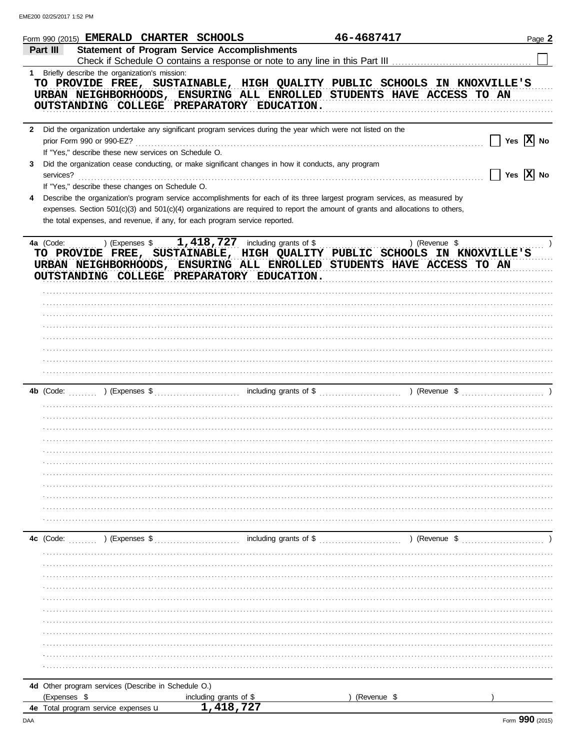Form 990 (2015) **EMERALD CHARTER SCHOOLS** **46-4687417** Page 2

**Part III** **Statement of Program Service Accomplishments**

Check if Schedule O contains a response or note to any line in this Part III ☐

**1** Briefly describe the organization's mission:

TO PROVIDE FREE, SUSTAINABLE, HIGH QUALITY PUBLIC SCHOOLS IN KNOXVILLE'S URBAN NEIGHBORHOODS, ENSURING ALL ENROLLED STUDENTS HAVE ACCESS TO AN OUTSTANDING COLLEGE PREPARATORY EDUCATION.

**2** Did the organization undertake any significant program services during the year which were not listed on the prior Form 990 or 990-EZ? ☐ Yes ☒ No

If "Yes," describe these new services on Schedule O.

**3** Did the organization cease conducting, or make significant changes in how it conducts, any program services? ☐ Yes ☒ No

If "Yes," describe these changes on Schedule O.

**4** Describe the organization's program service accomplishments for each of its three largest program services, as measured by expenses. Section 501(c)(3) and 501(c)(4) organizations are required to report the amount of grants and allocations to others, the total expenses, and revenue, if any, for each program service reported.

**4a** (Code: ) (Expenses $ 1,418,727 including grants of $ ) (Revenue $ )

TO PROVIDE FREE, SUSTAINABLE, HIGH QUALITY PUBLIC SCHOOLS IN KNOXVILLE'S URBAN NEIGHBORHOODS, ENSURING ALL ENROLLED STUDENTS HAVE ACCESS TO AN OUTSTANDING COLLEGE PREPARATORY EDUCATION.

**4b** (Code: ) (Expenses $ including grants of $ ) (Revenue $ )

**4c** (Code: ) (Expenses $ including grants of $ ) (Revenue $ )

**4d** Other program services (Describe in Schedule O.)

(Expenses $ including grants of $ ) (Revenue $ )

**4e** Total program service expenses ▶ 1,418,727

Form **990** (2015)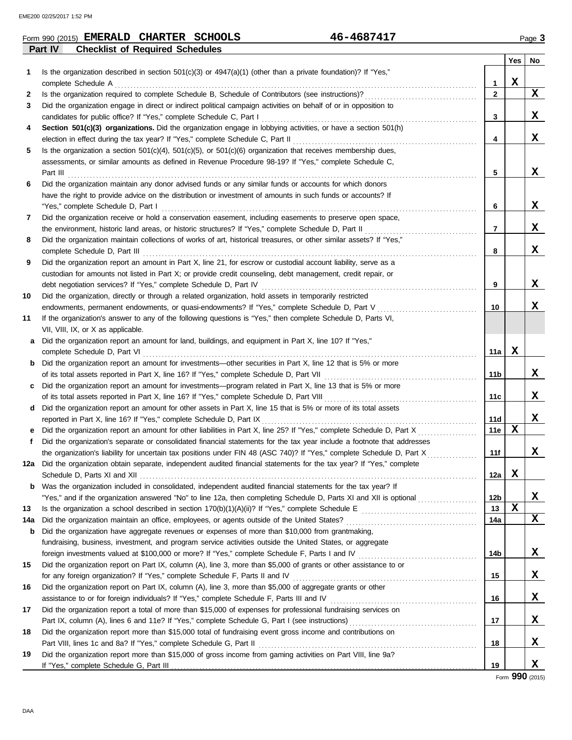Form 990 (2015) **EMERALD CHARTER SCHOOLS** **46-4687417** Page **3**

## Part IV Checklist of Required Schedules

| | | | Yes | No |
|---|---|---|---|---|
| 1 | Is the organization described in section 501(c)(3) or 4947(a)(1) (other than a private foundation)? If "Yes," complete Schedule A | 1 | X | |
| 2 | Is the organization required to complete Schedule B, Schedule of Contributors (see instructions)? | 2 | | X |
| 3 | Did the organization engage in direct or indirect political campaign activities on behalf of or in opposition to candidates for public office? If "Yes," complete Schedule C, Part I | 3 | | X |
| 4 | **Section 501(c)(3) organizations.** Did the organization engage in lobbying activities, or have a section 501(h) election in effect during the tax year? If "Yes," complete Schedule C, Part II | 4 | | X |
| 5 | Is the organization a section 501(c)(4), 501(c)(5), or 501(c)(6) organization that receives membership dues, assessments, or similar amounts as defined in Revenue Procedure 98-19? If "Yes," complete Schedule C, Part III | 5 | | X |
| 6 | Did the organization maintain any donor advised funds or any similar funds or accounts for which donors have the right to provide advice on the distribution or investment of amounts in such funds or accounts? If "Yes," complete Schedule D, Part I | 6 | | X |
| 7 | Did the organization receive or hold a conservation easement, including easements to preserve open space, the environment, historic land areas, or historic structures? If "Yes," complete Schedule D, Part II | 7 | | X |
| 8 | Did the organization maintain collections of works of art, historical treasures, or other similar assets? If "Yes," complete Schedule D, Part III | 8 | | X |
| 9 | Did the organization report an amount in Part X, line 21, for escrow or custodial account liability, serve as a custodian for amounts not listed in Part X; or provide credit counseling, debt management, credit repair, or debt negotiation services? If "Yes," complete Schedule D, Part IV | 9 | | X |
| 10 | Did the organization, directly or through a related organization, hold assets in temporarily restricted endowments, permanent endowments, or quasi-endowments? If "Yes," complete Schedule D, Part V | 10 | | X |
| 11 | If the organization's answer to any of the following questions is "Yes," then complete Schedule D, Parts VI, VII, VIII, IX, or X as applicable. | | | |
| a | Did the organization report an amount for land, buildings, and equipment in Part X, line 10? If "Yes," complete Schedule D, Part VI | 11a | X | |
| b | Did the organization report an amount for investments—other securities in Part X, line 12 that is 5% or more of its total assets reported in Part X, line 16? If "Yes," complete Schedule D, Part VII | 11b | | X |
| c | Did the organization report an amount for investments—program related in Part X, line 13 that is 5% or more of its total assets reported in Part X, line 16? If "Yes," complete Schedule D, Part VIII | 11c | | X |
| d | Did the organization report an amount for other assets in Part X, line 15 that is 5% or more of its total assets reported in Part X, line 16? If "Yes," complete Schedule D, Part IX | 11d | | X |
| e | Did the organization report an amount for other liabilities in Part X, line 25? If "Yes," complete Schedule D, Part X | 11e | X | |
| f | Did the organization's separate or consolidated financial statements for the tax year include a footnote that addresses the organization's liability for uncertain tax positions under FIN 48 (ASC 740)? If "Yes," complete Schedule D, Part X | 11f | | X |
| 12a | Did the organization obtain separate, independent audited financial statements for the tax year? If "Yes," complete Schedule D, Parts XI and XII | 12a | X | |
| b | Was the organization included in consolidated, independent audited financial statements for the tax year? If "Yes," and if the organization answered "No" to line 12a, then completing Schedule D, Parts XI and XII is optional | 12b | | X |
| 13 | Is the organization a school described in section 170(b)(1)(A)(ii)? If "Yes," complete Schedule E | 13 | X | |
| 14a | Did the organization maintain an office, employees, or agents outside of the United States? | 14a | | X |
| b | Did the organization have aggregate revenues or expenses of more than $10,000 from grantmaking, fundraising, business, investment, and program service activities outside the United States, or aggregate foreign investments valued at $100,000 or more? If "Yes," complete Schedule F, Parts I and IV | 14b | | X |
| 15 | Did the organization report on Part IX, column (A), line 3, more than $5,000 of grants or other assistance to or for any foreign organization? If "Yes," complete Schedule F, Parts II and IV | 15 | | X |
| 16 | Did the organization report on Part IX, column (A), line 3, more than $5,000 of aggregate grants or other assistance to or for foreign individuals? If "Yes," complete Schedule F, Parts III and IV | 16 | | X |
| 17 | Did the organization report a total of more than $15,000 of expenses for professional fundraising services on Part IX, column (A), lines 6 and 11e? If "Yes," complete Schedule G, Part I (see instructions) | 17 | | X |
| 18 | Did the organization report more than $15,000 total of fundraising event gross income and contributions on Part VIII, lines 1c and 8a? If "Yes," complete Schedule G, Part II | 18 | | X |
| 19 | Did the organization report more than $15,000 of gross income from gaming activities on Part VIII, line 9a? If "Yes," complete Schedule G, Part III | 19 | | X |

Form **990** (2015)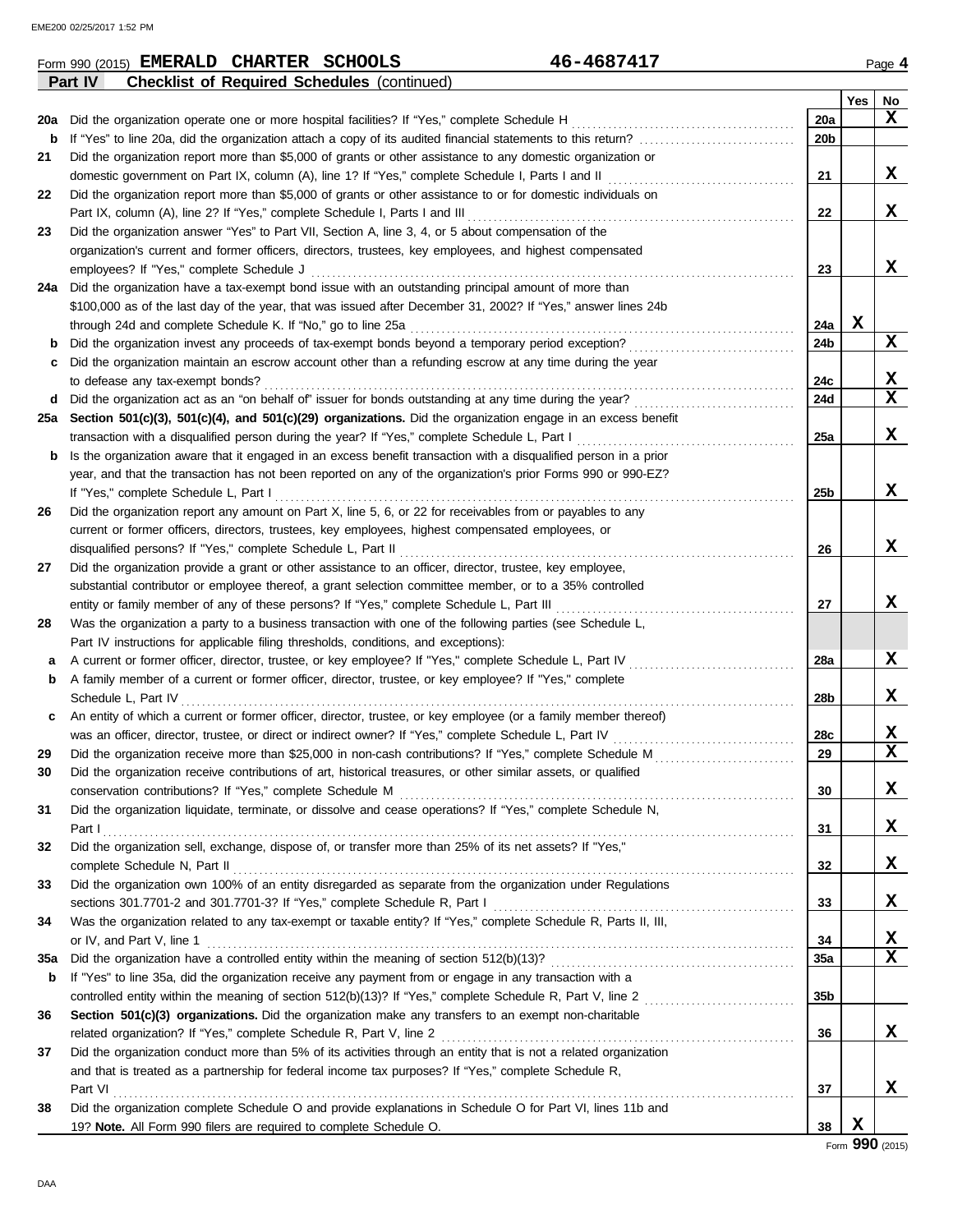Form 990 (2015) **EMERALD CHARTER SCHOOLS** **46-4687417** Page **4**

**Part IV** **Checklist of Required Schedules** (continued)

| | | | Yes | No |
|---|---|---|---|---|
| **20a** | Did the organization operate one or more hospital facilities? If "Yes," complete Schedule H | **20a** | | X |
| **b** | If "Yes" to line 20a, did the organization attach a copy of its audited financial statements to this return? | **20b** | | |
| **21** | Did the organization report more than $5,000 of grants or other assistance to any domestic organization or domestic government on Part IX, column (A), line 1? If "Yes," complete Schedule I, Parts I and II | **21** | | X |
| **22** | Did the organization report more than $5,000 of grants or other assistance to or for domestic individuals on Part IX, column (A), line 2? If "Yes," complete Schedule I, Parts I and III | **22** | | X |
| **23** | Did the organization answer "Yes" to Part VII, Section A, line 3, 4, or 5 about compensation of the organization's current and former officers, directors, trustees, key employees, and highest compensated employees? If "Yes," complete Schedule J | **23** | | X |
| **24a** | Did the organization have a tax-exempt bond issue with an outstanding principal amount of more than $100,000 as of the last day of the year, that was issued after December 31, 2002? If "Yes," answer lines 24b through 24d and complete Schedule K. If "No," go to line 25a | **24a** | X | |
| **b** | Did the organization invest any proceeds of tax-exempt bonds beyond a temporary period exception? | **24b** | | X |
| **c** | Did the organization maintain an escrow account other than a refunding escrow at any time during the year to defease any tax-exempt bonds? | **24c** | | X |
| **d** | Did the organization act as an "on behalf of" issuer for bonds outstanding at any time during the year? | **24d** | | X |
| **25a** | **Section 501(c)(3), 501(c)(4), and 501(c)(29) organizations.** Did the organization engage in an excess benefit transaction with a disqualified person during the year? If "Yes," complete Schedule L, Part I | **25a** | | X |
| **b** | Is the organization aware that it engaged in an excess benefit transaction with a disqualified person in a prior year, and that the transaction has not been reported on any of the organization's prior Forms 990 or 990-EZ? If "Yes," complete Schedule L, Part I | **25b** | | X |
| **26** | Did the organization report any amount on Part X, line 5, 6, or 22 for receivables from or payables to any current or former officers, directors, trustees, key employees, highest compensated employees, or disqualified persons? If "Yes," complete Schedule L, Part II | **26** | | X |
| **27** | Did the organization provide a grant or other assistance to an officer, director, trustee, key employee, substantial contributor or employee thereof, a grant selection committee member, or to a 35% controlled entity or family member of any of these persons? If "Yes," complete Schedule L, Part III | **27** | | X |
| **28** | Was the organization a party to a business transaction with one of the following parties (see Schedule L, Part IV instructions for applicable filing thresholds, conditions, and exceptions): | | | |
| **a** | A current or former officer, director, trustee, or key employee? If "Yes," complete Schedule L, Part IV | **28a** | | X |
| **b** | A family member of a current or former officer, director, trustee, or key employee? If "Yes," complete Schedule L, Part IV | **28b** | | X |
| **c** | An entity of which a current or former officer, director, trustee, or key employee (or a family member thereof) was an officer, director, trustee, or direct or indirect owner? If "Yes," complete Schedule L, Part IV | **28c** | | X |
| **29** | Did the organization receive more than $25,000 in non-cash contributions? If "Yes," complete Schedule M | **29** | | X |
| **30** | Did the organization receive contributions of art, historical treasures, or other similar assets, or qualified conservation contributions? If "Yes," complete Schedule M | **30** | | X |
| **31** | Did the organization liquidate, terminate, or dissolve and cease operations? If "Yes," complete Schedule N, Part I | **31** | | X |
| **32** | Did the organization sell, exchange, dispose of, or transfer more than 25% of its net assets? If "Yes," complete Schedule N, Part II | **32** | | X |
| **33** | Did the organization own 100% of an entity disregarded as separate from the organization under Regulations sections 301.7701-2 and 301.7701-3? If "Yes," complete Schedule R, Part I | **33** | | X |
| **34** | Was the organization related to any tax-exempt or taxable entity? If "Yes," complete Schedule R, Parts II, III, or IV, and Part V, line 1 | **34** | | X |
| **35a** | Did the organization have a controlled entity within the meaning of section 512(b)(13)? | **35a** | | X |
| **b** | If "Yes" to line 35a, did the organization receive any payment from or engage in any transaction with a controlled entity within the meaning of section 512(b)(13)? If "Yes," complete Schedule R, Part V, line 2 | **35b** | | |
| **36** | **Section 501(c)(3) organizations.** Did the organization make any transfers to an exempt non-charitable related organization? If "Yes," complete Schedule R, Part V, line 2 | **36** | | X |
| **37** | Did the organization conduct more than 5% of its activities through an entity that is not a related organization and that is treated as a partnership for federal income tax purposes? If "Yes," complete Schedule R, Part VI | **37** | | X |
| **38** | Did the organization complete Schedule O and provide explanations in Schedule O for Part VI, lines 11b and 19? **Note.** All Form 990 filers are required to complete Schedule O. | **38** | X | |

Form **990** (2015)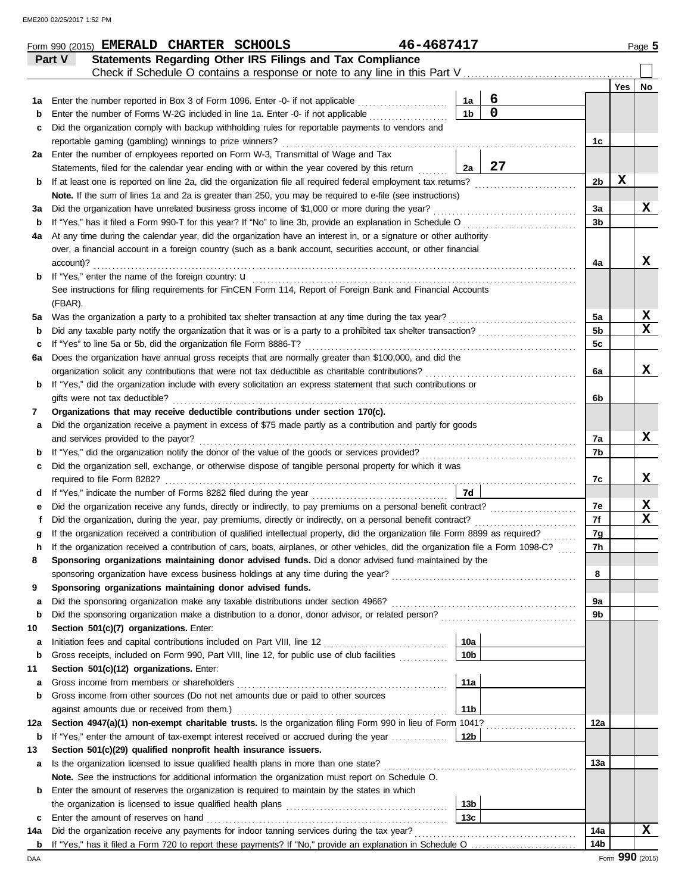Form 990 (2015) **EMERALD CHARTER SCHOOLS** 46-4687417 Page **5**

## Part V Statements Regarding Other IRS Filings and Tax Compliance

Check if Schedule O contains a response or note to any line in this Part V ☐

| | | | | | Yes | No |
|---|---|---|---|---|---|---|
| **1a** | Enter the number reported in Box 3 of Form 1096. Enter -0- if not applicable | 1a | 6 | | | |
| **b** | Enter the number of Forms W-2G included in line 1a. Enter -0- if not applicable | 1b | 0 | | | |
| **c** | Did the organization comply with backup withholding rules for reportable payments to vendors and reportable gaming (gambling) winnings to prize winners? | | | 1c | | |
| **2a** | Enter the number of employees reported on Form W-3, Transmittal of Wage and Tax Statements, filed for the calendar year ending with or within the year covered by this return | 2a | 27 | | | |
| **b** | If at least one is reported on line 2a, did the organization file all required federal employment tax returns? | | | 2b | X | |
| | **Note.** If the sum of lines 1a and 2a is greater than 250, you may be required to e-file (see instructions) | | | | | |
| **3a** | Did the organization have unrelated business gross income of $1,000 or more during the year? | | | 3a | | X |
| **b** | If "Yes," has it filed a Form 990-T for this year? If "No" to line 3b, provide an explanation in Schedule O | | | 3b | | |
| **4a** | At any time during the calendar year, did the organization have an interest in, or a signature or other authority over, a financial account in a foreign country (such as a bank account, securities account, or other financial account)? | | | 4a | | X |
| **b** | If "Yes," enter the name of the foreign country: u See instructions for filing requirements for FinCEN Form 114, Report of Foreign Bank and Financial Accounts (FBAR). | | | | | |
| **5a** | Was the organization a party to a prohibited tax shelter transaction at any time during the tax year? | | | 5a | | X |
| **b** | Did any taxable party notify the organization that it was or is a party to a prohibited tax shelter transaction? | | | 5b | | X |
| **c** | If "Yes" to line 5a or 5b, did the organization file Form 8886-T? | | | 5c | | |
| **6a** | Does the organization have annual gross receipts that are normally greater than $100,000, and did the organization solicit any contributions that were not tax deductible as charitable contributions? | | | 6a | | X |
| **b** | If "Yes," did the organization include with every solicitation an express statement that such contributions or gifts were not tax deductible? | | | 6b | | |
| **7** | **Organizations that may receive deductible contributions under section 170(c).** | | | | | |
| **a** | Did the organization receive a payment in excess of $75 made partly as a contribution and partly for goods and services provided to the payor? | | | 7a | | X |
| **b** | If "Yes," did the organization notify the donor of the value of the goods or services provided? | | | 7b | | |
| **c** | Did the organization sell, exchange, or otherwise dispose of tangible personal property for which it was required to file Form 8282? | | | 7c | | X |
| **d** | If "Yes," indicate the number of Forms 8282 filed during the year | 7d | | | | |
| **e** | Did the organization receive any funds, directly or indirectly, to pay premiums on a personal benefit contract? | | | 7e | | X |
| **f** | Did the organization, during the year, pay premiums, directly or indirectly, on a personal benefit contract? | | | 7f | | X |
| **g** | If the organization received a contribution of qualified intellectual property, did the organization file Form 8899 as required? | | | 7g | | |
| **h** | If the organization received a contribution of cars, boats, airplanes, or other vehicles, did the organization file a Form 1098-C? | | | 7h | | |
| **8** | **Sponsoring organizations maintaining donor advised funds.** Did a donor advised fund maintained by the sponsoring organization have excess business holdings at any time during the year? | | | 8 | | |
| **9** | **Sponsoring organizations maintaining donor advised funds.** | | | | | |
| **a** | Did the sponsoring organization make any taxable distributions under section 4966? | | | 9a | | |
| **b** | Did the sponsoring organization make a distribution to a donor, donor advisor, or related person? | | | 9b | | |
| **10** | **Section 501(c)(7) organizations.** Enter: | | | | | |
| **a** | Initiation fees and capital contributions included on Part VIII, line 12 | 10a | | | | |
| **b** | Gross receipts, included on Form 990, Part VIII, line 12, for public use of club facilities | 10b | | | | |
| **11** | **Section 501(c)(12) organizations.** Enter: | | | | | |
| **a** | Gross income from members or shareholders | 11a | | | | |
| **b** | Gross income from other sources (Do not net amounts due or paid to other sources against amounts due or received from them.) | 11b | | | | |
| **12a** | **Section 4947(a)(1) non-exempt charitable trusts.** Is the organization filing Form 990 in lieu of Form 1041? | | | 12a | | |
| **b** | If "Yes," enter the amount of tax-exempt interest received or accrued during the year | 12b | | | | |
| **13** | **Section 501(c)(29) qualified nonprofit health insurance issuers.** | | | | | |
| **a** | Is the organization licensed to issue qualified health plans in more than one state? | | | 13a | | |
| | **Note.** See the instructions for additional information the organization must report on Schedule O. | | | | | |
| **b** | Enter the amount of reserves the organization is required to maintain by the states in which the organization is licensed to issue qualified health plans | 13b | | | | |
| **c** | Enter the amount of reserves on hand | 13c | | | | |
| **14a** | Did the organization receive any payments for indoor tanning services during the tax year? | | | 14a | | X |
| **b** | If "Yes," has it filed a Form 720 to report these payments? If "No," provide an explanation in Schedule O | | | 14b | | |

Form **990** (2015)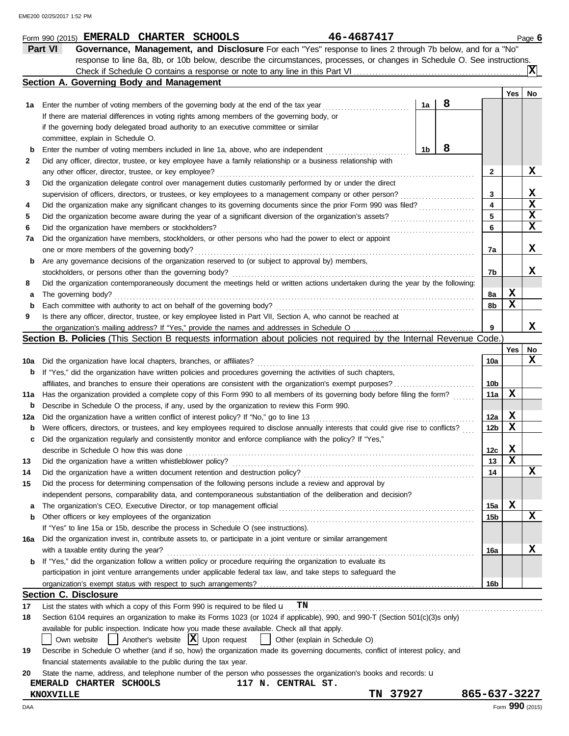Form 990 (2015) **EMERALD CHARTER SCHOOLS** **46-4687417** Page **6**

## Part VI Governance, Management, and Disclosure

For each "Yes" response to lines 2 through 7b below, and for a "No" response to line 8a, 8b, or 10b below, describe the circumstances, processes, or changes in Schedule O. See instructions.

Check if Schedule O contains a response or note to any line in this Part VI .......... [X]

### Section A. Governing Body and Management

| | | | Yes | No |
|---|---|---|---|---|
| **1a** | Enter the number of voting members of the governing body at the end of the tax year ... **1a** **8**<br>If there are material differences in voting rights among members of the governing body, or if the governing body delegated broad authority to an executive committee or similar committee, explain in Schedule O. | | | |
| **b** | Enter the number of voting members included in line 1a, above, who are independent ... **1b** **8** | | | |
| **2** | Did any officer, director, trustee, or key employee have a family relationship or a business relationship with any other officer, director, trustee, or key employee? | 2 | | X |
| **3** | Did the organization delegate control over management duties customarily performed by or under the direct supervision of officers, directors, or trustees, or key employees to a management company or other person? | 3 | | X |
| **4** | Did the organization make any significant changes to its governing documents since the prior Form 990 was filed? | 4 | | X |
| **5** | Did the organization become aware during the year of a significant diversion of the organization's assets? | 5 | | X |
| **6** | Did the organization have members or stockholders? | 6 | | X |
| **7a** | Did the organization have members, stockholders, or other persons who had the power to elect or appoint one or more members of the governing body? | 7a | | X |
| **b** | Are any governance decisions of the organization reserved to (or subject to approval by) members, stockholders, or persons other than the governing body? | 7b | | X |
| **8** | Did the organization contemporaneously document the meetings held or written actions undertaken during the year by the following: | | | |
| **a** | The governing body? | 8a | X | |
| **b** | Each committee with authority to act on behalf of the governing body? | 8b | X | |
| **9** | Is there any officer, director, trustee, or key employee listed in Part VII, Section A, who cannot be reached at the organization's mailing address? If "Yes," provide the names and addresses in Schedule O | 9 | | X |

### Section B. Policies (This Section B requests information about policies not required by the Internal Revenue Code.)

| | | | Yes | No |
|---|---|---|---|---|
| **10a** | Did the organization have local chapters, branches, or affiliates? | 10a | | X |
| **b** | If "Yes," did the organization have written policies and procedures governing the activities of such chapters, affiliates, and branches to ensure their operations are consistent with the organization's exempt purposes? | 10b | | |
| **11a** | Has the organization provided a complete copy of this Form 990 to all members of its governing body before filing the form? | 11a | X | |
| **b** | Describe in Schedule O the process, if any, used by the organization to review this Form 990. | | | |
| **12a** | Did the organization have a written conflict of interest policy? If "No," go to line 13 | 12a | X | |
| **b** | Were officers, directors, or trustees, and key employees required to disclose annually interests that could give rise to conflicts? | 12b | X | |
| **c** | Did the organization regularly and consistently monitor and enforce compliance with the policy? If "Yes," describe in Schedule O how this was done | 12c | X | |
| **13** | Did the organization have a written whistleblower policy? | 13 | X | |
| **14** | Did the organization have a written document retention and destruction policy? | 14 | | X |
| **15** | Did the process for determining compensation of the following persons include a review and approval by independent persons, comparability data, and contemporaneous substantiation of the deliberation and decision? | | | |
| **a** | The organization's CEO, Executive Director, or top management official | 15a | X | |
| **b** | Other officers or key employees of the organization<br>If "Yes" to line 15a or 15b, describe the process in Schedule O (see instructions). | 15b | | X |
| **16a** | Did the organization invest in, contribute assets to, or participate in a joint venture or similar arrangement with a taxable entity during the year? | 16a | | X |
| **b** | If "Yes," did the organization follow a written policy or procedure requiring the organization to evaluate its participation in joint venture arrangements under applicable federal tax law, and take steps to safeguard the organization's exempt status with respect to such arrangements? | 16b | | |

### Section C. Disclosure

**17** List the states with which a copy of this Form 990 is required to be filed u **TN**

**18** Section 6104 requires an organization to make its Forms 1023 (or 1024 if applicable), 990, and 990-T (Section 501(c)(3)s only) available for public inspection. Indicate how you made these available. Check all that apply.

[ ] Own website [ ] Another's website [X] Upon request [ ] Other (explain in Schedule O)

**19** Describe in Schedule O whether (and if so, how) the organization made its governing documents, conflict of interest policy, and financial statements available to the public during the tax year.

**20** State the name, address, and telephone number of the person who possesses the organization's books and records: u

**EMERALD CHARTER SCHOOLS** **117 N. CENTRAL ST.**
**KNOXVILLE** **TN 37927** **865-637-3227**

Form **990** (2015)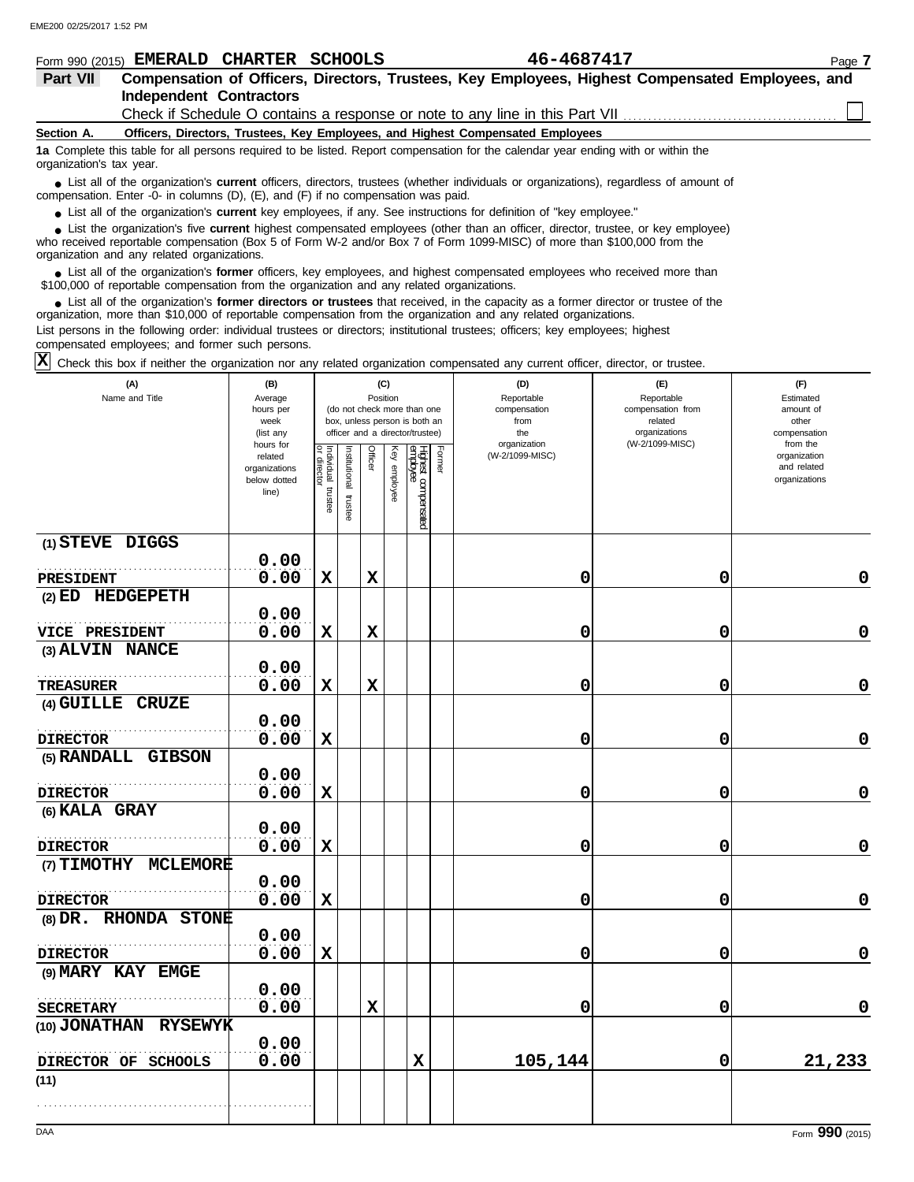Form 990 (2015) **EMERALD CHARTER SCHOOLS** **46-4687417** Page **7**

## Part VII Compensation of Officers, Directors, Trustees, Key Employees, Highest Compensated Employees, and Independent Contractors

Check if Schedule O contains a response or note to any line in this Part VII ☐

### Section A. Officers, Directors, Trustees, Key Employees, and Highest Compensated Employees

**1a** Complete this table for all persons required to be listed. Report compensation for the calendar year ending with or within the organization's tax year.

- List all of the organization's **current** officers, directors, trustees (whether individuals or organizations), regardless of amount of compensation. Enter -0- in columns (D), (E), and (F) if no compensation was paid.
- List all of the organization's **current** key employees, if any. See instructions for definition of "key employee."
- List the organization's five **current** highest compensated employees (other than an officer, director, trustee, or key employee) who received reportable compensation (Box 5 of Form W-2 and/or Box 7 of Form 1099-MISC) of more than $100,000 from the organization and any related organizations.
- List all of the organization's **former** officers, key employees, and highest compensated employees who received more than $100,000 of reportable compensation from the organization and any related organizations.
- List all of the organization's **former directors or trustees** that received, in the capacity as a former director or trustee of the organization, more than $10,000 of reportable compensation from the organization and any related organizations.

List persons in the following order: individual trustees or directors; institutional trustees; officers; key employees; highest compensated employees; and former such persons.

☒ Check this box if neither the organization nor any related organization compensated any current officer, director, or trustee.

| (A) Name and Title | (B) Average hours per week (list any hours for related organizations below dotted line) | (C) Position (do not check more than one box, unless person is both an officer and a director/trustee): Individual trustee or director | Institutional trustee | Officer | Key employee | Highest compensated employee | Former | (D) Reportable compensation from the organization (W-2/1099-MISC) | (E) Reportable compensation from related organizations (W-2/1099-MISC) | (F) Estimated amount of other compensation from the organization and related organizations |
|---|---|---|---|---|---|---|---|---|---|---|
| (1) STEVE DIGGS<br>PRESIDENT | 0.00<br>0.00 | X | | X | | | | 0 | 0 | 0 |
| (2) ED HEDGEPETH<br>VICE PRESIDENT | 0.00<br>0.00 | X | | X | | | | 0 | 0 | 0 |
| (3) ALVIN NANCE<br>TREASURER | 0.00<br>0.00 | X | | X | | | | 0 | 0 | 0 |
| (4) GUILLE CRUZE<br>DIRECTOR | 0.00<br>0.00 | X | | | | | | 0 | 0 | 0 |
| (5) RANDALL GIBSON<br>DIRECTOR | 0.00<br>0.00 | X | | | | | | 0 | 0 | 0 |
| (6) KALA GRAY<br>DIRECTOR | 0.00<br>0.00 | X | | | | | | 0 | 0 | 0 |
| (7) TIMOTHY MCLEMORE<br>DIRECTOR | 0.00<br>0.00 | X | | | | | | 0 | 0 | 0 |
| (8) DR. RHONDA STONE<br>DIRECTOR | 0.00<br>0.00 | X | | | | | | 0 | 0 | 0 |
| (9) MARY KAY EMGE<br>SECRETARY | 0.00<br>0.00 | | | X | | | | 0 | 0 | 0 |
| (10) JONATHAN RYSEWYK<br>DIRECTOR OF SCHOOLS | 0.00<br>0.00 | | | | | X | | 105,144 | 0 | 21,233 |
| (11) | | | | | | | | | | |

Form **990** (2015)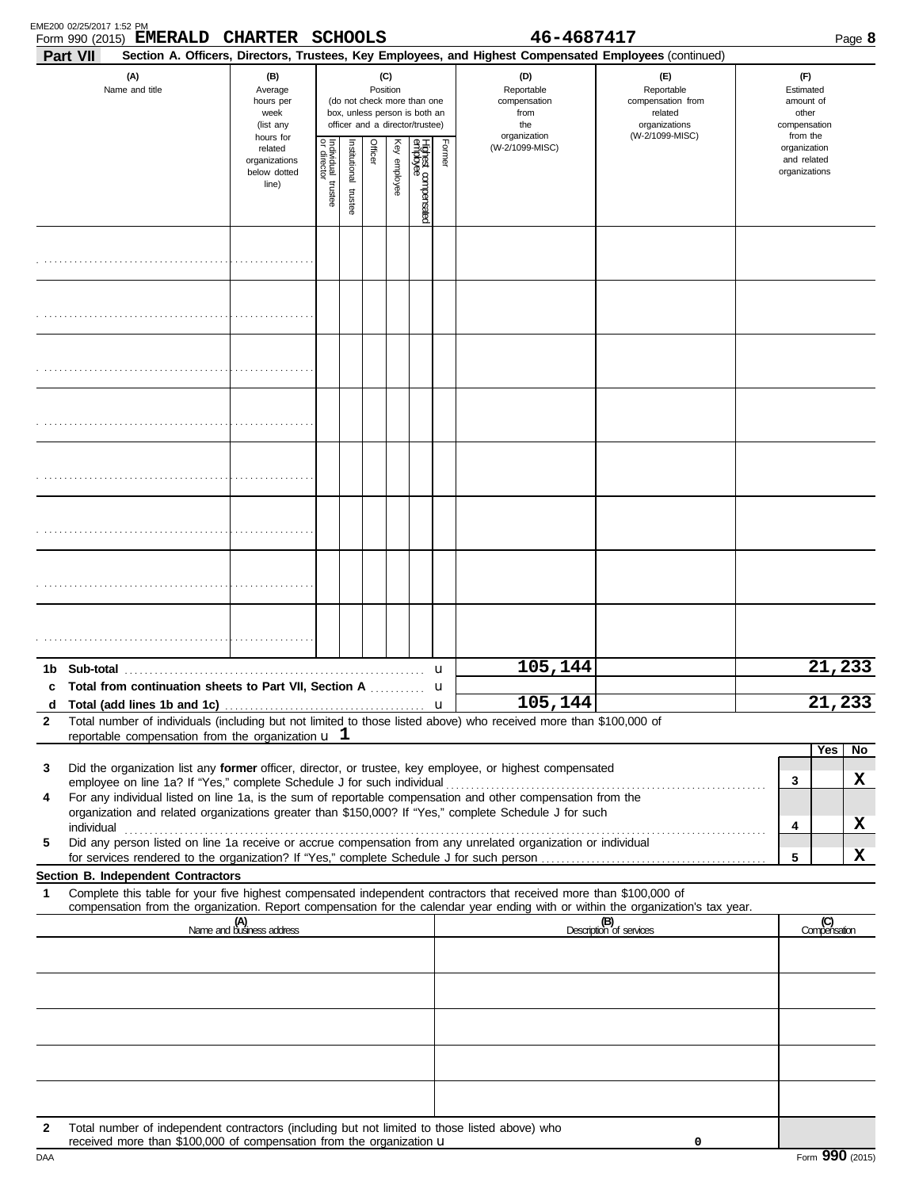Form 990 (2015) **EMERALD CHARTER SCHOOLS** 46-4687417

**Part VII Section A. Officers, Directors, Trustees, Key Employees, and Highest Compensated Employees** (continued)

| (A) Name and title | (B) Average hours per week (list any hours for related organizations below dotted line) | (C) Position (do not check more than one box, unless person is both an officer and a director/trustee) | | | | | | (D) Reportable compensation from the organization (W-2/1099-MISC) | (E) Reportable compensation from related organizations (W-2/1099-MISC) | (F) Estimated amount of other compensation from the organization and related organizations |
|---|---|---|---|---|---|---|---|---|---|---|
| | | Individual trustee or director | Institutional trustee | Officer | Key employee | Highest compensated employee | Former | | | |
| | | | | | | | | | | |
| | | | | | | | | | | |
| | | | | | | | | | | |
| | | | | | | | | | | |
| | | | | | | | | | | |
| | | | | | | | | | | |
| | | | | | | | | | | |
| | | | | | | | | | | |

| | | (D) | (E) | (F) |
|---|---|---|---|---|
| 1b | Sub-total | 105,144 | | 21,233 |
| c | Total from continuation sheets to Part VII, Section A | | | |
| d | Total (add lines 1b and 1c) | 105,144 | | 21,233 |

**2** Total number of individuals (including but not limited to those listed above) who received more than $100,000 of reportable compensation from the organization u 1

| | | | Yes | No |
|---|---|---|---|---|
| 3 | Did the organization list any **former** officer, director, or trustee, key employee, or highest compensated employee on line 1a? If "Yes," complete Schedule J for such individual | 3 | | X |
| 4 | For any individual listed on line 1a, is the sum of reportable compensation and other compensation from the organization and related organizations greater than $150,000? If "Yes," complete Schedule J for such individual | 4 | | X |
| 5 | Did any person listed on line 1a receive or accrue compensation from any unrelated organization or individual for services rendered to the organization? If "Yes," complete Schedule J for such person | 5 | | X |

**Section B. Independent Contractors**

**1** Complete this table for your five highest compensated independent contractors that received more than $100,000 of compensation from the organization. Report compensation for the calendar year ending with or within the organization's tax year.

| (A) Name and business address | (B) Description of services | (C) Compensation |
|---|---|---|
| | | |
| | | |
| | | |
| | | |
| | | |

**2** Total number of independent contractors (including but not limited to those listed above) who received more than $100,000 of compensation from the organization u 0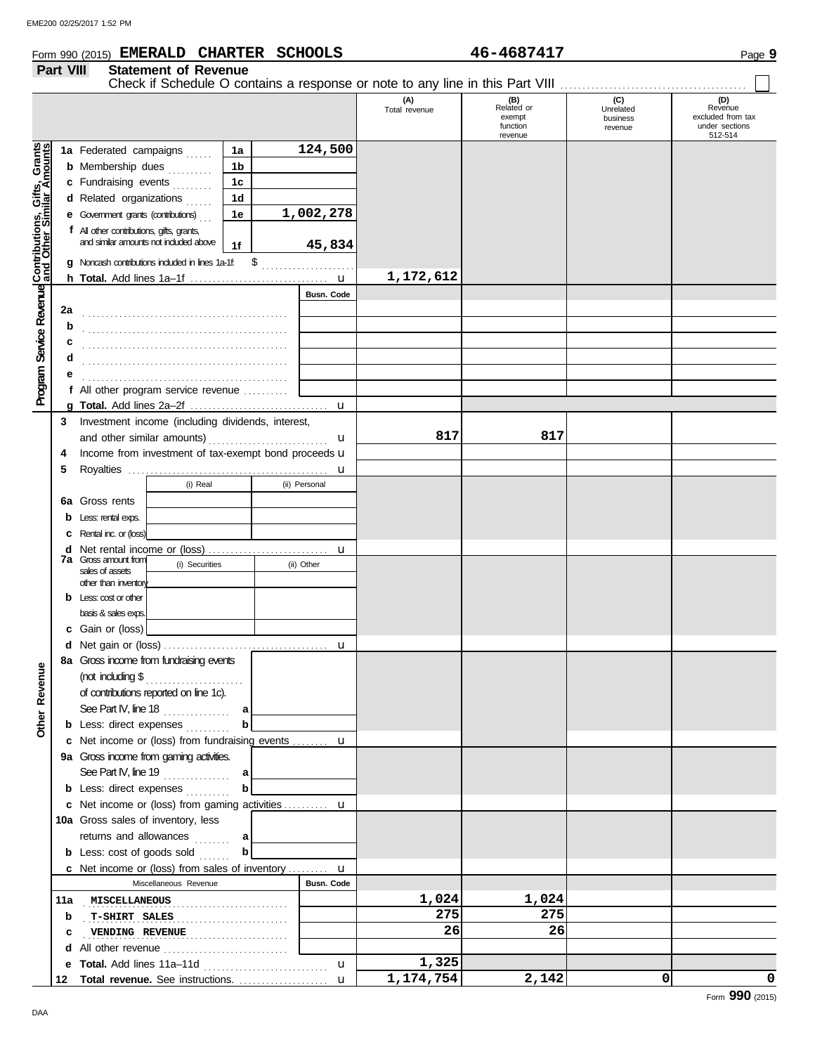Form 990 (2015) **EMERALD CHARTER SCHOOLS** **46-4687417** Page **9**

## Part VIII Statement of Revenue

Check if Schedule O contains a response or note to any line in this Part VIII ☐

| | | | (A) Total revenue | (B) Related or exempt function revenue | (C) Unrelated business revenue | (D) Revenue excluded from tax under sections 512-514 |
|---|---|---|---|---|---|---|
| **Contributions, Gifts, Grants and Other Similar Amounts** | | | | | | |
| 1a Federated campaigns | 1a | 124,500 | | | | |
| b Membership dues | 1b | | | | | |
| c Fundraising events | 1c | | | | | |
| d Related organizations | 1d | | | | | |
| e Government grants (contributions) | 1e | 1,002,278 | | | | |
| f All other contributions, gifts, grants, and similar amounts not included above | 1f | 45,834 | | | | |
| g Noncash contributions included in lines 1a-1f: $ | | | | | | |
| h **Total.** Add lines 1a–1f | | u | 1,172,612 | | | |
| **Program Service Revenue** | | Busn. Code | | | | |
| 2a | | | | | | |
| b | | | | | | |
| c | | | | | | |
| d | | | | | | |
| e | | | | | | |
| f All other program service revenue | | | | | | |
| g **Total.** Add lines 2a–2f | | u | | | | |
| **Other Revenue** | | | | | | |
| 3 Investment income (including dividends, interest, and other similar amounts) | | u | 817 | 817 | | |
| 4 Income from investment of tax-exempt bond proceeds | | u | | | | |
| 5 Royalties | | u | | | | |
| | (i) Real | (ii) Personal | | | | |
| 6a Gross rents | | | | | | |
| b Less: rental exps. | | | | | | |
| c Rental inc. or (loss) | | | | | | |
| d Net rental income or (loss) | | u | | | | |
| 7a Gross amount from sales of assets other than inventory | (i) Securities | (ii) Other | | | | |
| b Less: cost or other basis & sales exps. | | | | | | |
| c Gain or (loss) | | | | | | |
| d Net gain or (loss) | | u | | | | |
| 8a Gross income from fundraising events (not including $ of contributions reported on line 1c). See Part IV, line 18 | a | | | | | |
| b Less: direct expenses | b | | | | | |
| c Net income or (loss) from fundraising events | | u | | | | |
| 9a Gross income from gaming activities. See Part IV, line 19 | a | | | | | |
| b Less: direct expenses | b | | | | | |
| c Net income or (loss) from gaming activities | | u | | | | |
| 10a Gross sales of inventory, less returns and allowances | a | | | | | |
| b Less: cost of goods sold | b | | | | | |
| c Net income or (loss) from sales of inventory | | u | | | | |
| Miscellaneous Revenue | | Busn. Code | | | | |
| 11a MISCELLANEOUS | | | 1,024 | 1,024 | | |
| b T-SHIRT SALES | | | 275 | 275 | | |
| c VENDING REVENUE | | | 26 | 26 | | |
| d All other revenue | | | | | | |
| e **Total.** Add lines 11a–11d | | u | 1,325 | | | |
| 12 **Total revenue.** See instructions. | | u | 1,174,754 | 2,142 | 0 | 0 |

Form **990** (2015)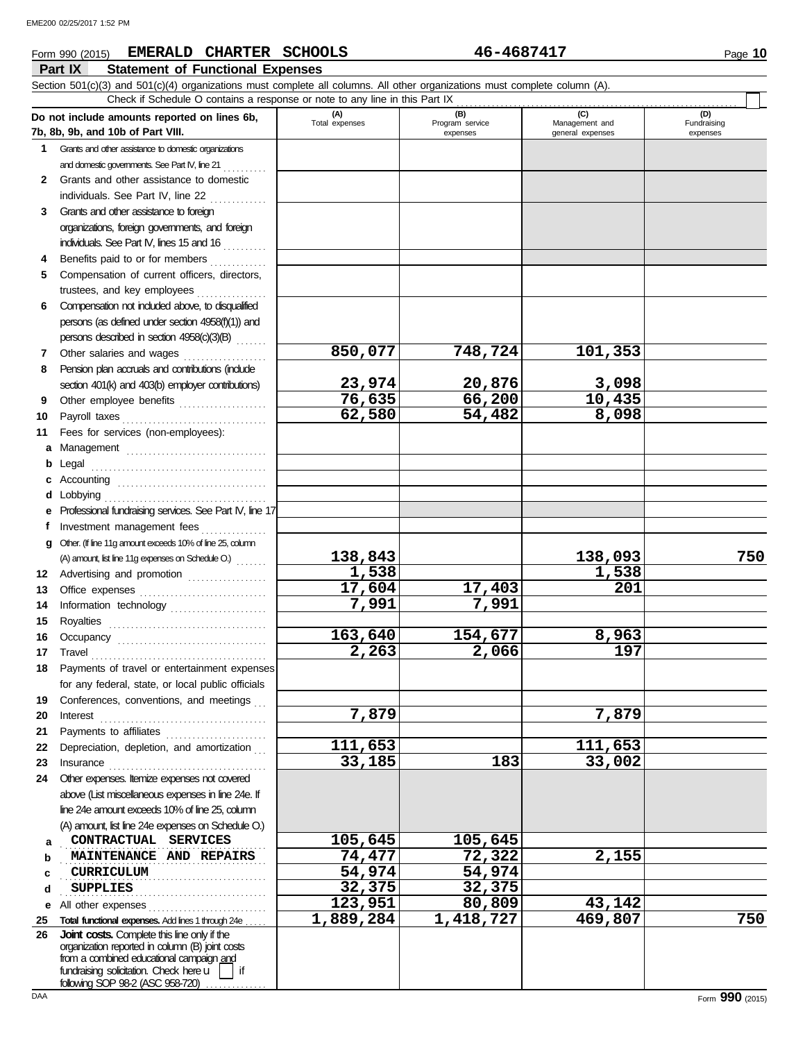Form 990 (2015) **EMERALD CHARTER SCHOOLS** **46-4687417**

## Part IX Statement of Functional Expenses

Section 501(c)(3) and 501(c)(4) organizations must complete all columns. All other organizations must complete column (A).

Check if Schedule O contains a response or note to any line in this Part IX

| Do not include amounts reported on lines 6b, 7b, 8b, 9b, and 10b of Part VIII. | (A) Total expenses | (B) Program service expenses | (C) Management and general expenses | (D) Fundraising expenses |
|---|---|---|---|---|
| **1** Grants and other assistance to domestic organizations and domestic governments. See Part IV, line 21 | | | | |
| **2** Grants and other assistance to domestic individuals. See Part IV, line 22 | | | | |
| **3** Grants and other assistance to foreign organizations, foreign governments, and foreign individuals. See Part IV, lines 15 and 16 | | | | |
| **4** Benefits paid to or for members | | | | |
| **5** Compensation of current officers, directors, trustees, and key employees | | | | |
| **6** Compensation not included above, to disqualified persons (as defined under section 4958(f)(1)) and persons described in section 4958(c)(3)(B) | | | | |
| **7** Other salaries and wages | 850,077 | 748,724 | 101,353 | |
| **8** Pension plan accruals and contributions (include section 401(k) and 403(b) employer contributions) | 23,974 | 20,876 | 3,098 | |
| **9** Other employee benefits | 76,635 | 66,200 | 10,435 | |
| **10** Payroll taxes | 62,580 | 54,482 | 8,098 | |
| **11** Fees for services (non-employees): | | | | |
| **a** Management | | | | |
| **b** Legal | | | | |
| **c** Accounting | | | | |
| **d** Lobbying | | | | |
| **e** Professional fundraising services. See Part IV, line 17 | | | | |
| **f** Investment management fees | | | | |
| **g** Other. (If line 11g amount exceeds 10% of line 25, column (A) amount, list line 11g expenses on Schedule O.) | 138,843 | | 138,093 | 750 |
| **12** Advertising and promotion | 1,538 | | 1,538 | |
| **13** Office expenses | 17,604 | 17,403 | 201 | |
| **14** Information technology | 7,991 | 7,991 | | |
| **15** Royalties | | | | |
| **16** Occupancy | 163,640 | 154,677 | 8,963 | |
| **17** Travel | 2,263 | 2,066 | 197 | |
| **18** Payments of travel or entertainment expenses for any federal, state, or local public officials | | | | |
| **19** Conferences, conventions, and meetings | | | | |
| **20** Interest | 7,879 | | 7,879 | |
| **21** Payments to affiliates | | | | |
| **22** Depreciation, depletion, and amortization | 111,653 | | 111,653 | |
| **23** Insurance | 33,185 | 183 | 33,002 | |
| **24** Other expenses. Itemize expenses not covered above (List miscellaneous expenses in line 24e. If line 24e amount exceeds 10% of line 25, column (A) amount, list line 24e expenses on Schedule O.) | | | | |
| **a** CONTRACTUAL SERVICES | 105,645 | 105,645 | | |
| **b** MAINTENANCE AND REPAIRS | 74,477 | 72,322 | 2,155 | |
| **c** CURRICULUM | 54,974 | 54,974 | | |
| **d** SUPPLIES | 32,375 | 32,375 | | |
| **e** All other expenses | 123,951 | 80,809 | 43,142 | |
| **25 Total functional expenses.** Add lines 1 through 24e | 1,889,284 | 1,418,727 | 469,807 | 750 |
| **26 Joint costs.** Complete this line only if the organization reported in column (B) joint costs from a combined educational campaign and fundraising solicitation. Check here ☐ if following SOP 98-2 (ASC 958-720) | | | | |

Form **990** (2015)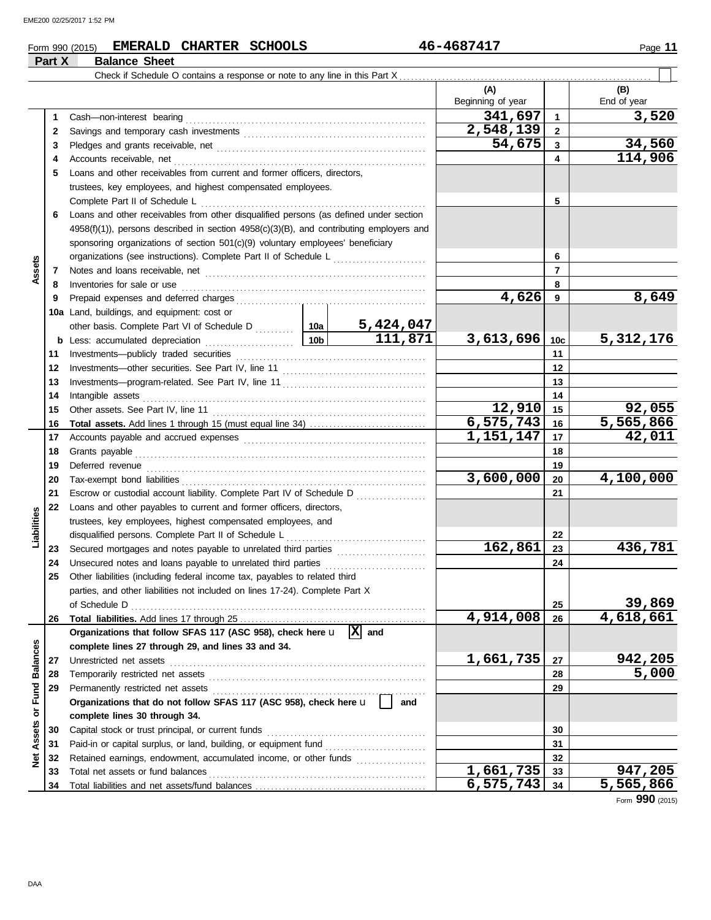Form 990 (2015) **EMERALD CHARTER SCHOOLS** 46-4687417

## Part X Balance Sheet

Check if Schedule O contains a response or note to any line in this Part X ☐

| | | | | (A) Beginning of year | | (B) End of year |
|---|---|---|---|---|---|---|
| **Assets** | 1 | Cash—non-interest bearing | | 341,697 | 1 | 3,520 |
| | 2 | Savings and temporary cash investments | | 2,548,139 | 2 | |
| | 3 | Pledges and grants receivable, net | | 54,675 | 3 | 34,560 |
| | 4 | Accounts receivable, net | | | 4 | 114,906 |
| | 5 | Loans and other receivables from current and former officers, directors, trustees, key employees, and highest compensated employees. Complete Part II of Schedule L | | | 5 | |
| | 6 | Loans and other receivables from other disqualified persons (as defined under section 4958(f)(1)), persons described in section 4958(c)(3)(B), and contributing employers and sponsoring organizations of section 501(c)(9) voluntary employees' beneficiary organizations (see instructions). Complete Part II of Schedule L | | | 6 | |
| | 7 | Notes and loans receivable, net | | | 7 | |
| | 8 | Inventories for sale or use | | | 8 | |
| | 9 | Prepaid expenses and deferred charges | | 4,626 | 9 | 8,649 |
| | 10a | Land, buildings, and equipment: cost or other basis. Complete Part VI of Schedule D | 10a: 5,424,047 | | | |
| | b | Less: accumulated depreciation | 10b: 111,871 | 3,613,696 | 10c | 5,312,176 |
| | 11 | Investments—publicly traded securities | | | 11 | |
| | 12 | Investments—other securities. See Part IV, line 11 | | | 12 | |
| | 13 | Investments—program-related. See Part IV, line 11 | | | 13 | |
| | 14 | Intangible assets | | | 14 | |
| | 15 | Other assets. See Part IV, line 11 | | 12,910 | 15 | 92,055 |
| | 16 | **Total assets.** Add lines 1 through 15 (must equal line 34) | | 6,575,743 | 16 | 5,565,866 |
| **Liabilities** | 17 | Accounts payable and accrued expenses | | 1,151,147 | 17 | 42,011 |
| | 18 | Grants payable | | | 18 | |
| | 19 | Deferred revenue | | | 19 | |
| | 20 | Tax-exempt bond liabilities | | 3,600,000 | 20 | 4,100,000 |
| | 21 | Escrow or custodial account liability. Complete Part IV of Schedule D | | | 21 | |
| | 22 | Loans and other payables to current and former officers, directors, trustees, key employees, highest compensated employees, and disqualified persons. Complete Part II of Schedule L | | | 22 | |
| | 23 | Secured mortgages and notes payable to unrelated third parties | | 162,861 | 23 | 436,781 |
| | 24 | Unsecured notes and loans payable to unrelated third parties | | | 24 | |
| | 25 | Other liabilities (including federal income tax, payables to related third parties, and other liabilities not included on lines 17-24). Complete Part X of Schedule D | | | 25 | 39,869 |
| | 26 | **Total liabilities.** Add lines 17 through 25 | | 4,914,008 | 26 | 4,618,661 |
| **Net Assets or Fund Balances** | | **Organizations that follow SFAS 117 (ASC 958), check here** [X] **and complete lines 27 through 29, and lines 33 and 34.** | | | | |
| | 27 | Unrestricted net assets | | 1,661,735 | 27 | 942,205 |
| | 28 | Temporarily restricted net assets | | | 28 | 5,000 |
| | 29 | Permanently restricted net assets | | | 29 | |
| | | **Organizations that do not follow SFAS 117 (ASC 958), check here** [ ] **and complete lines 30 through 34.** | | | | |
| | 30 | Capital stock or trust principal, or current funds | | | 30 | |
| | 31 | Paid-in or capital surplus, or land, building, or equipment fund | | | 31 | |
| | 32 | Retained earnings, endowment, accumulated income, or other funds | | | 32 | |
| | 33 | Total net assets or fund balances | | 1,661,735 | 33 | 947,205 |
| | 34 | Total liabilities and net assets/fund balances | | 6,575,743 | 34 | 5,565,866 |

Form **990** (2015)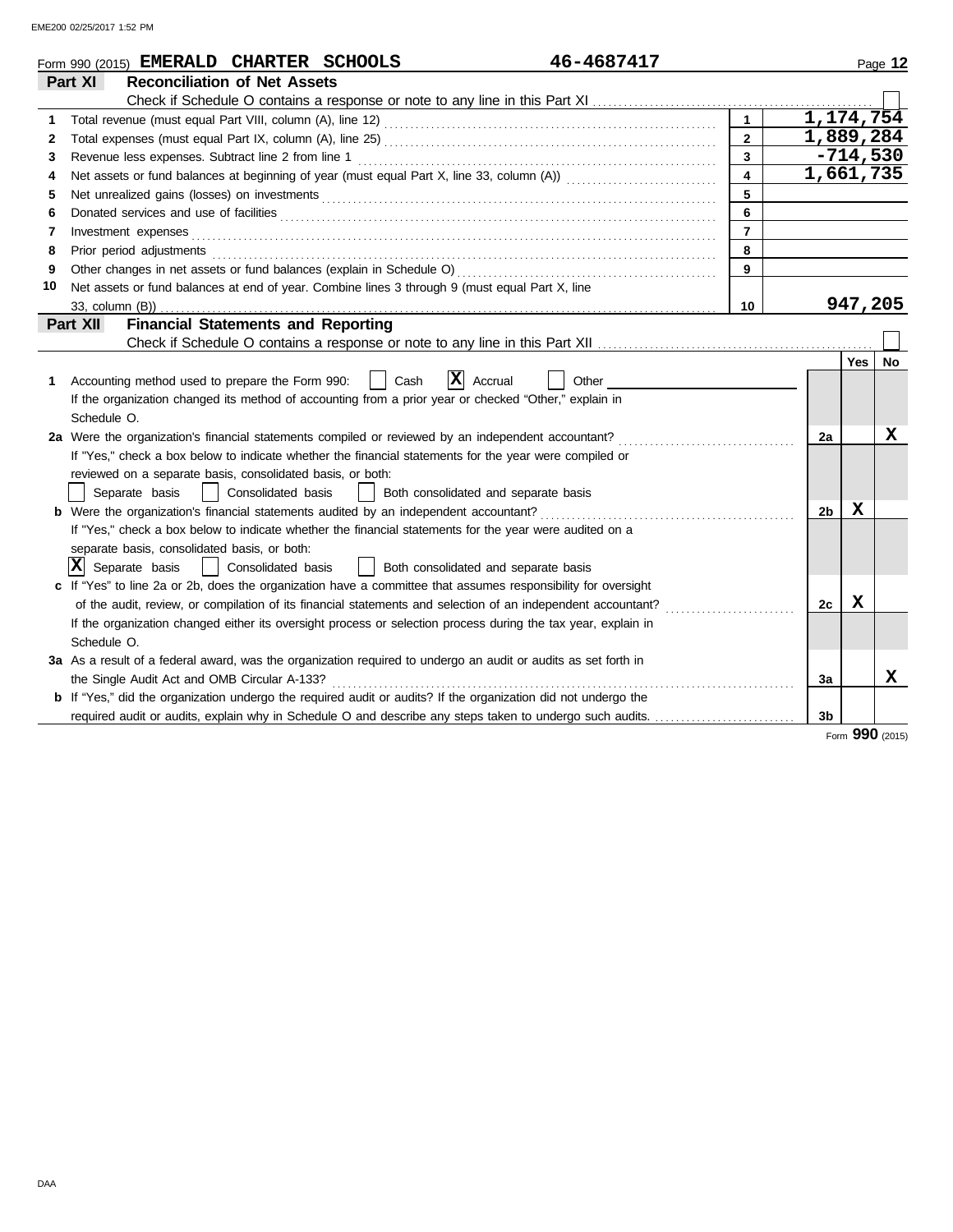Form 990 (2015) **EMERALD CHARTER SCHOOLS** **46-4687417** Page **12**

## Part XI Reconciliation of Net Assets

Check if Schedule O contains a response or note to any line in this Part XI ☐

| | | | |
|---|---|---|---|
| 1 | Total revenue (must equal Part VIII, column (A), line 12) | 1 | 1,174,754 |
| 2 | Total expenses (must equal Part IX, column (A), line 25) | 2 | 1,889,284 |
| 3 | Revenue less expenses. Subtract line 2 from line 1 | 3 | -714,530 |
| 4 | Net assets or fund balances at beginning of year (must equal Part X, line 33, column (A)) | 4 | 1,661,735 |
| 5 | Net unrealized gains (losses) on investments | 5 | |
| 6 | Donated services and use of facilities | 6 | |
| 7 | Investment expenses | 7 | |
| 8 | Prior period adjustments | 8 | |
| 9 | Other changes in net assets or fund balances (explain in Schedule O) | 9 | |
| 10 | Net assets or fund balances at end of year. Combine lines 3 through 9 (must equal Part X, line 33, column (B)) | 10 | 947,205 |

## Part XII Financial Statements and Reporting

Check if Schedule O contains a response or note to any line in this Part XII ☐

| | | | Yes | No |
|---|---|---|---|---|
| 1 | Accounting method used to prepare the Form 990: ☐ Cash ☒ Accrual ☐ Other<br>If the organization changed its method of accounting from a prior year or checked "Other," explain in Schedule O. | | | |
| 2a | Were the organization's financial statements compiled or reviewed by an independent accountant?<br>If "Yes," check a box below to indicate whether the financial statements for the year were compiled or reviewed on a separate basis, consolidated basis, or both:<br>☐ Separate basis ☐ Consolidated basis ☐ Both consolidated and separate basis | 2a | | X |
| b | Were the organization's financial statements audited by an independent accountant?<br>If "Yes," check a box below to indicate whether the financial statements for the year were audited on a separate basis, consolidated basis, or both:<br>☒ Separate basis ☐ Consolidated basis ☐ Both consolidated and separate basis | 2b | X | |
| c | If "Yes" to line 2a or 2b, does the organization have a committee that assumes responsibility for oversight of the audit, review, or compilation of its financial statements and selection of an independent accountant?<br>If the organization changed either its oversight process or selection process during the tax year, explain in Schedule O. | 2c | X | |
| 3a | As a result of a federal award, was the organization required to undergo an audit or audits as set forth in the Single Audit Act and OMB Circular A-133? | 3a | | X |
| b | If "Yes," did the organization undergo the required audit or audits? If the organization did not undergo the required audit or audits, explain why in Schedule O and describe any steps taken to undergo such audits. | 3b | | |

Form **990** (2015)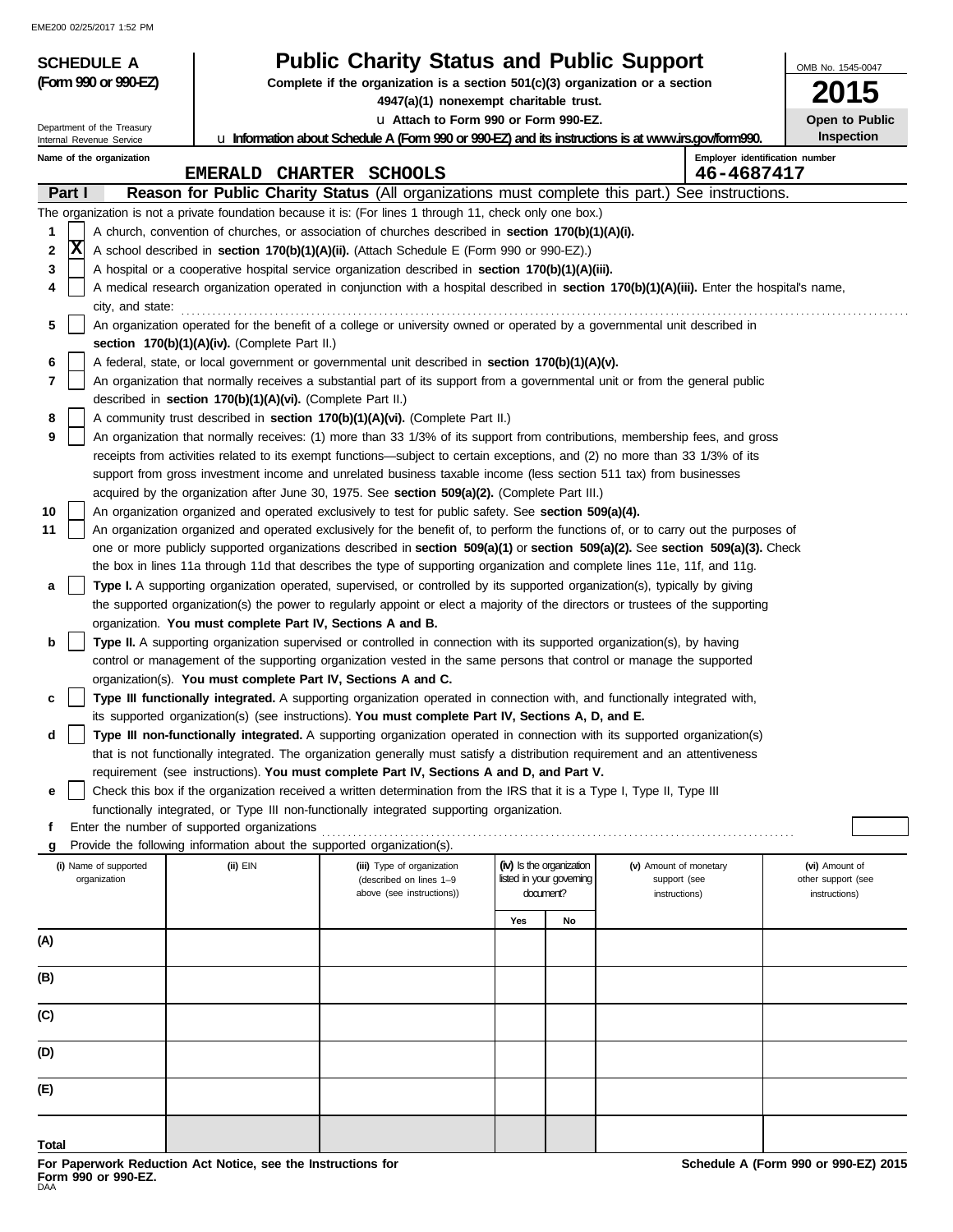EME200 02/25/2017 1:52 PM

**SCHEDULE A**
**(Form 990 or 990-EZ)**

Department of the Treasury
Internal Revenue Service

# Public Charity Status and Public Support

**Complete if the organization is a section 501(c)(3) organization or a section 4947(a)(1) nonexempt charitable trust.**

u Attach to Form 990 or Form 990-EZ.

u **Information about Schedule A (Form 990 or 990-EZ) and its instructions is at www.irs.gov/form990.**

OMB No. 1545-0047

**2015**

**Open to Public Inspection**

Name of the organization: EMERALD CHARTER SCHOOLS

Employer identification number: 46-4687417

## Part I — Reason for Public Charity Status (All organizations must complete this part.) See instructions.

The organization is not a private foundation because it is: (For lines 1 through 11, check only one box.)

1. [ ] A church, convention of churches, or association of churches described in **section 170(b)(1)(A)(i).**
2. [X] A school described in **section 170(b)(1)(A)(ii).** (Attach Schedule E (Form 990 or 990-EZ).)
3. [ ] A hospital or a cooperative hospital service organization described in **section 170(b)(1)(A)(iii).**
4. [ ] A medical research organization operated in conjunction with a hospital described in **section 170(b)(1)(A)(iii).** Enter the hospital's name, city, and state:
5. [ ] An organization operated for the benefit of a college or university owned or operated by a governmental unit described in **section 170(b)(1)(A)(iv).** (Complete Part II.)
6. [ ] A federal, state, or local government or governmental unit described in **section 170(b)(1)(A)(v).**
7. [ ] An organization that normally receives a substantial part of its support from a governmental unit or from the general public described in **section 170(b)(1)(A)(vi).** (Complete Part II.)
8. [ ] A community trust described in **section 170(b)(1)(A)(vi).** (Complete Part II.)
9. [ ] An organization that normally receives: (1) more than 33 1/3% of its support from contributions, membership fees, and gross receipts from activities related to its exempt functions—subject to certain exceptions, and (2) no more than 33 1/3% of its support from gross investment income and unrelated business taxable income (less section 511 tax) from businesses acquired by the organization after June 30, 1975. See **section 509(a)(2).** (Complete Part III.)
10. [ ] An organization organized and operated exclusively to test for public safety. See **section 509(a)(4).**
11. [ ] An organization organized and operated exclusively for the benefit of, to perform the functions of, or to carry out the purposes of one or more publicly supported organizations described in **section 509(a)(1)** or **section 509(a)(2).** See **section 509(a)(3).** Check the box in lines 11a through 11d that describes the type of supporting organization and complete lines 11e, 11f, and 11g.

   **a** [ ] **Type I.** A supporting organization operated, supervised, or controlled by its supported organization(s), typically by giving the supported organization(s) the power to regularly appoint or elect a majority of the directors or trustees of the supporting organization. **You must complete Part IV, Sections A and B.**

   **b** [ ] **Type II.** A supporting organization supervised or controlled in connection with its supported organization(s), by having control or management of the supporting organization vested in the same persons that control or manage the supported organization(s). **You must complete Part IV, Sections A and C.**

   **c** [ ] **Type III functionally integrated.** A supporting organization operated in connection with, and functionally integrated with, its supported organization(s) (see instructions). **You must complete Part IV, Sections A, D, and E.**

   **d** [ ] **Type III non-functionally integrated.** A supporting organization operated in connection with its supported organization(s) that is not functionally integrated. The organization generally must satisfy a distribution requirement and an attentiveness requirement (see instructions). **You must complete Part IV, Sections A and D, and Part V.**

   **e** [ ] Check this box if the organization received a written determination from the IRS that it is a Type I, Type II, Type III functionally integrated, or Type III non-functionally integrated supporting organization.

   **f** Enter the number of supported organizations

   **g** Provide the following information about the supported organization(s).

| (i) Name of supported organization | (ii) EIN | (iii) Type of organization (described on lines 1–9 above (see instructions)) | (iv) Is the organization listed in your governing document? Yes | No | (v) Amount of monetary support (see instructions) | (vi) Amount of other support (see instructions) |
|---|---|---|---|---|---|---|
| (A) | | | | | | |
| (B) | | | | | | |
| (C) | | | | | | |
| (D) | | | | | | |
| (E) | | | | | | |
| Total | | | | | | |

**For Paperwork Reduction Act Notice, see the Instructions for Form 990 or 990-EZ.**

DAA

**Schedule A (Form 990 or 990-EZ) 2015**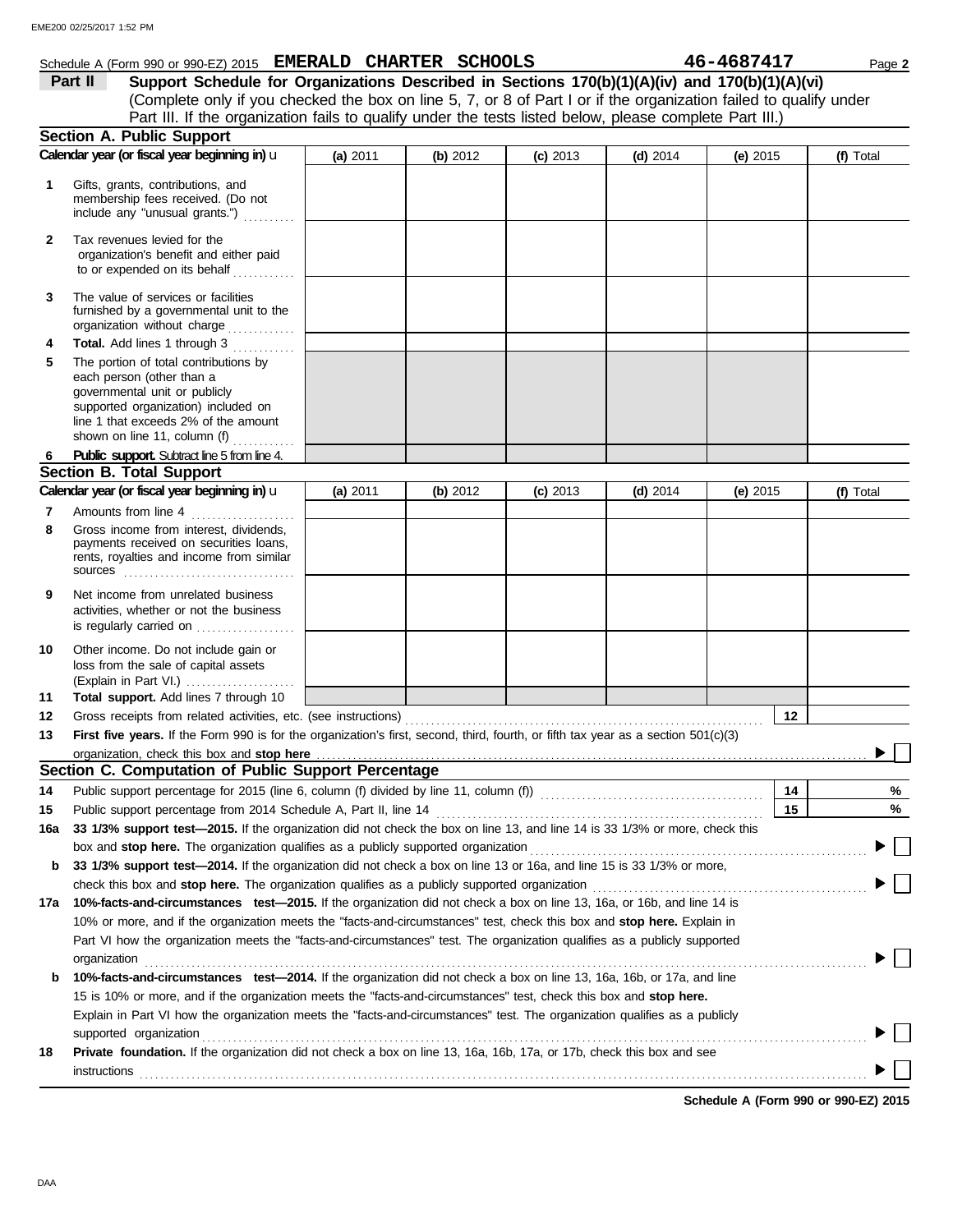EME200 02/25/2017 1:52 PM

Schedule A (Form 990 or 990-EZ) 2015 **EMERALD CHARTER SCHOOLS** **46-4687417** Page **2**

**Part II** **Support Schedule for Organizations Described in Sections 170(b)(1)(A)(iv) and 170(b)(1)(A)(vi)** (Complete only if you checked the box on line 5, 7, or 8 of Part I or if the organization failed to qualify under Part III. If the organization fails to qualify under the tests listed below, please complete Part III.)

## Section A. Public Support

| Calendar year (or fiscal year beginning in) u | (a) 2011 | (b) 2012 | (c) 2013 | (d) 2014 | (e) 2015 | (f) Total |
|---|---|---|---|---|---|---|
| **1** Gifts, grants, contributions, and membership fees received. (Do not include any "unusual grants.") | | | | | | |
| **2** Tax revenues levied for the organization's benefit and either paid to or expended on its behalf | | | | | | |
| **3** The value of services or facilities furnished by a governmental unit to the organization without charge | | | | | | |
| **4** **Total.** Add lines 1 through 3 | | | | | | |
| **5** The portion of total contributions by each person (other than a governmental unit or publicly supported organization) included on line 1 that exceeds 2% of the amount shown on line 11, column (f) | | | | | | |
| **6** **Public support.** Subtract line 5 from line 4. | | | | | | |

## Section B. Total Support

| Calendar year (or fiscal year beginning in) u | (a) 2011 | (b) 2012 | (c) 2013 | (d) 2014 | (e) 2015 | (f) Total |
|---|---|---|---|---|---|---|
| **7** Amounts from line 4 | | | | | | |
| **8** Gross income from interest, dividends, payments received on securities loans, rents, royalties and income from similar sources | | | | | | |
| **9** Net income from unrelated business activities, whether or not the business is regularly carried on | | | | | | |
| **10** Other income. Do not include gain or loss from the sale of capital assets (Explain in Part VI.) | | | | | | |
| **11** **Total support.** Add lines 7 through 10 | | | | | | |

**12** Gross receipts from related activities, etc. (see instructions) **12**

**13** **First five years.** If the Form 990 is for the organization's first, second, third, fourth, or fifth tax year as a section 501(c)(3) organization, check this box and **stop here** ▶ ☐

## Section C. Computation of Public Support Percentage

**14** Public support percentage for 2015 (line 6, column (f) divided by line 11, column (f)) **14** %

**15** Public support percentage from 2014 Schedule A, Part II, line 14 **15** %

**16a** **33 1/3% support test—2015.** If the organization did not check the box on line 13, and line 14 is 33 1/3% or more, check this box and **stop here.** The organization qualifies as a publicly supported organization ▶ ☐

**b** **33 1/3% support test—2014.** If the organization did not check a box on line 13 or 16a, and line 15 is 33 1/3% or more, check this box and **stop here.** The organization qualifies as a publicly supported organization ▶ ☐

**17a** **10%-facts-and-circumstances test—2015.** If the organization did not check a box on line 13, 16a, or 16b, and line 14 is 10% or more, and if the organization meets the "facts-and-circumstances" test, check this box and **stop here.** Explain in Part VI how the organization meets the "facts-and-circumstances" test. The organization qualifies as a publicly supported organization ▶ ☐

**b** **10%-facts-and-circumstances test—2014.** If the organization did not check a box on line 13, 16a, 16b, or 17a, and line 15 is 10% or more, and if the organization meets the "facts-and-circumstances" test, check this box and **stop here.** Explain in Part VI how the organization meets the "facts-and-circumstances" test. The organization qualifies as a publicly supported organization ▶ ☐

**18** **Private foundation.** If the organization did not check a box on line 13, 16a, 16b, 17a, or 17b, check this box and see instructions ▶ ☐

**Schedule A (Form 990 or 990-EZ) 2015**

DAA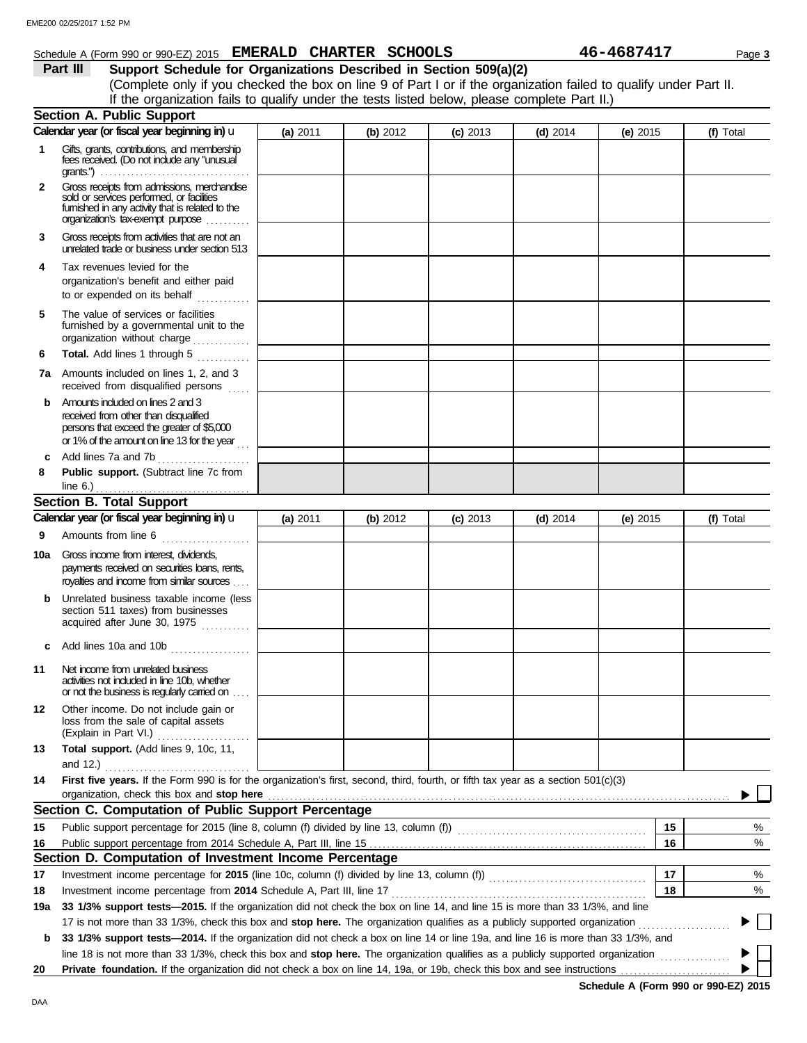Schedule A (Form 990 or 990-EZ) 2015 **EMERALD CHARTER SCHOOLS** **46-4687417**

**Part III** **Support Schedule for Organizations Described in Section 509(a)(2)**
(Complete only if you checked the box on line 9 of Part I or if the organization failed to qualify under Part II. If the organization fails to qualify under the tests listed below, please complete Part II.)

**Section A. Public Support**

| Calendar year (or fiscal year beginning in) | (a) 2011 | (b) 2012 | (c) 2013 | (d) 2014 | (e) 2015 | (f) Total |
|---|---|---|---|---|---|---|
| 1 Gifts, grants, contributions, and membership fees received. (Do not include any "unusual grants.") | | | | | | |
| 2 Gross receipts from admissions, merchandise sold or services performed, or facilities furnished in any activity that is related to the organization's tax-exempt purpose | | | | | | |
| 3 Gross receipts from activities that are not an unrelated trade or business under section 513 | | | | | | |
| 4 Tax revenues levied for the organization's benefit and either paid to or expended on its behalf | | | | | | |
| 5 The value of services or facilities furnished by a governmental unit to the organization without charge | | | | | | |
| 6 **Total.** Add lines 1 through 5 | | | | | | |
| 7a Amounts included on lines 1, 2, and 3 received from disqualified persons | | | | | | |
| b Amounts included on lines 2 and 3 received from other than disqualified persons that exceed the greater of $5,000 or 1% of the amount on line 13 for the year | | | | | | |
| c Add lines 7a and 7b | | | | | | |
| 8 **Public support.** (Subtract line 7c from line 6.) | | | | | | |

**Section B. Total Support**

| Calendar year (or fiscal year beginning in) | (a) 2011 | (b) 2012 | (c) 2013 | (d) 2014 | (e) 2015 | (f) Total |
|---|---|---|---|---|---|---|
| 9 Amounts from line 6 | | | | | | |
| 10a Gross income from interest, dividends, payments received on securities loans, rents, royalties and income from similar sources | | | | | | |
| b Unrelated business taxable income (less section 511 taxes) from businesses acquired after June 30, 1975 | | | | | | |
| c Add lines 10a and 10b | | | | | | |
| 11 Net income from unrelated business activities not included in line 10b, whether or not the business is regularly carried on | | | | | | |
| 12 Other income. Do not include gain or loss from the sale of capital assets (Explain in Part VI.) | | | | | | |
| 13 **Total support.** (Add lines 9, 10c, 11, and 12.) | | | | | | |

14 **First five years.** If the Form 990 is for the organization's first, second, third, fourth, or fifth tax year as a section 501(c)(3) organization, check this box and **stop here** ☐

**Section C. Computation of Public Support Percentage**

| | | | |
|---|---|---|---|
| 15 | Public support percentage for 2015 (line 8, column (f) divided by line 13, column (f)) | 15 | % |
| 16 | Public support percentage from 2014 Schedule A, Part III, line 15 | 16 | % |

**Section D. Computation of Investment Income Percentage**

| | | | |
|---|---|---|---|
| 17 | Investment income percentage for **2015** (line 10c, column (f) divided by line 13, column (f)) | 17 | % |
| 18 | Investment income percentage from **2014** Schedule A, Part III, line 17 | 18 | % |

**19a** **33 1/3% support tests—2015.** If the organization did not check the box on line 14, and line 15 is more than 33 1/3%, and line 17 is not more than 33 1/3%, check this box and **stop here.** The organization qualifies as a publicly supported organization ☐

**b** **33 1/3% support tests—2014.** If the organization did not check a box on line 14 or line 19a, and line 16 is more than 33 1/3%, and line 18 is not more than 33 1/3%, check this box and **stop here.** The organization qualifies as a publicly supported organization ☐

**20** **Private foundation.** If the organization did not check a box on line 14, 19a, or 19b, check this box and see instructions ☐

**Schedule A (Form 990 or 990-EZ) 2015**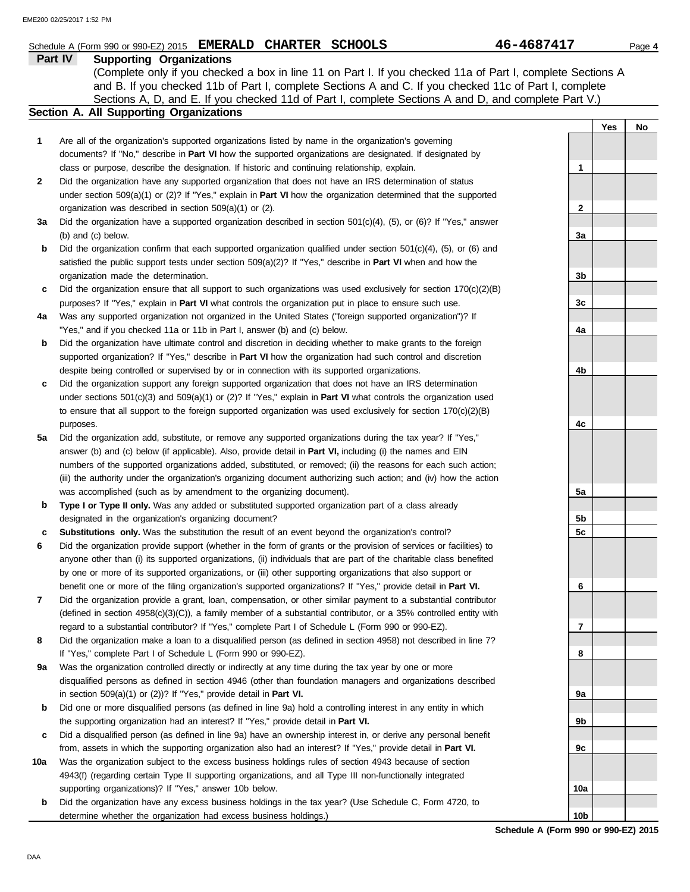Schedule A (Form 990 or 990-EZ) 2015 **EMERALD CHARTER SCHOOLS** **46-4687417** Page **4**

## Part IV Supporting Organizations

(Complete only if you checked a box in line 11 on Part I. If you checked 11a of Part I, complete Sections A and B. If you checked 11b of Part I, complete Sections A and C. If you checked 11c of Part I, complete Sections A, D, and E. If you checked 11d of Part I, complete Sections A and D, and complete Part V.)

### Section A. All Supporting Organizations

| | | | Yes | No |
|---|---|---|---|---|
| **1** | Are all of the organization's supported organizations listed by name in the organization's governing documents? If "No," describe in **Part VI** how the supported organizations are designated. If designated by class or purpose, describe the designation. If historic and continuing relationship, explain. | 1 | | |
| **2** | Did the organization have any supported organization that does not have an IRS determination of status under section 509(a)(1) or (2)? If "Yes," explain in **Part VI** how the organization determined that the supported organization was described in section 509(a)(1) or (2). | 2 | | |
| **3a** | Did the organization have a supported organization described in section 501(c)(4), (5), or (6)? If "Yes," answer (b) and (c) below. | 3a | | |
| **b** | Did the organization confirm that each supported organization qualified under section 501(c)(4), (5), or (6) and satisfied the public support tests under section 509(a)(2)? If "Yes," describe in **Part VI** when and how the organization made the determination. | 3b | | |
| **c** | Did the organization ensure that all support to such organizations was used exclusively for section 170(c)(2)(B) purposes? If "Yes," explain in **Part VI** what controls the organization put in place to ensure such use. | 3c | | |
| **4a** | Was any supported organization not organized in the United States ("foreign supported organization")? If "Yes," and if you checked 11a or 11b in Part I, answer (b) and (c) below. | 4a | | |
| **b** | Did the organization have ultimate control and discretion in deciding whether to make grants to the foreign supported organization? If "Yes," describe in **Part VI** how the organization had such control and discretion despite being controlled or supervised by or in connection with its supported organizations. | 4b | | |
| **c** | Did the organization support any foreign supported organization that does not have an IRS determination under sections 501(c)(3) and 509(a)(1) or (2)? If "Yes," explain in **Part VI** what controls the organization used to ensure that all support to the foreign supported organization was used exclusively for section 170(c)(2)(B) purposes. | 4c | | |
| **5a** | Did the organization add, substitute, or remove any supported organizations during the tax year? If "Yes," answer (b) and (c) below (if applicable). Also, provide detail in **Part VI,** including (i) the names and EIN numbers of the supported organizations added, substituted, or removed; (ii) the reasons for each such action; (iii) the authority under the organization's organizing document authorizing such action; and (iv) how the action was accomplished (such as by amendment to the organizing document). | 5a | | |
| **b** | **Type I or Type II only.** Was any added or substituted supported organization part of a class already designated in the organization's organizing document? | 5b | | |
| **c** | **Substitutions only.** Was the substitution the result of an event beyond the organization's control? | 5c | | |
| **6** | Did the organization provide support (whether in the form of grants or the provision of services or facilities) to anyone other than (i) its supported organizations, (ii) individuals that are part of the charitable class benefited by one or more of its supported organizations, or (iii) other supporting organizations that also support or benefit one or more of the filing organization's supported organizations? If "Yes," provide detail in **Part VI.** | 6 | | |
| **7** | Did the organization provide a grant, loan, compensation, or other similar payment to a substantial contributor (defined in section 4958(c)(3)(C)), a family member of a substantial contributor, or a 35% controlled entity with regard to a substantial contributor? If "Yes," complete Part I of Schedule L (Form 990 or 990-EZ). | 7 | | |
| **8** | Did the organization make a loan to a disqualified person (as defined in section 4958) not described in line 7? If "Yes," complete Part I of Schedule L (Form 990 or 990-EZ). | 8 | | |
| **9a** | Was the organization controlled directly or indirectly at any time during the tax year by one or more disqualified persons as defined in section 4946 (other than foundation managers and organizations described in section 509(a)(1) or (2))? If "Yes," provide detail in **Part VI.** | 9a | | |
| **b** | Did one or more disqualified persons (as defined in line 9a) hold a controlling interest in any entity in which the supporting organization had an interest? If "Yes," provide detail in **Part VI.** | 9b | | |
| **c** | Did a disqualified person (as defined in line 9a) have an ownership interest in, or derive any personal benefit from, assets in which the supporting organization also had an interest? If "Yes," provide detail in **Part VI.** | 9c | | |
| **10a** | Was the organization subject to the excess business holdings rules of section 4943 because of section 4943(f) (regarding certain Type II supporting organizations, and all Type III non-functionally integrated supporting organizations)? If "Yes," answer 10b below. | 10a | | |
| **b** | Did the organization have any excess business holdings in the tax year? (Use Schedule C, Form 4720, to determine whether the organization had excess business holdings.) | 10b | | |

**Schedule A (Form 990 or 990-EZ) 2015**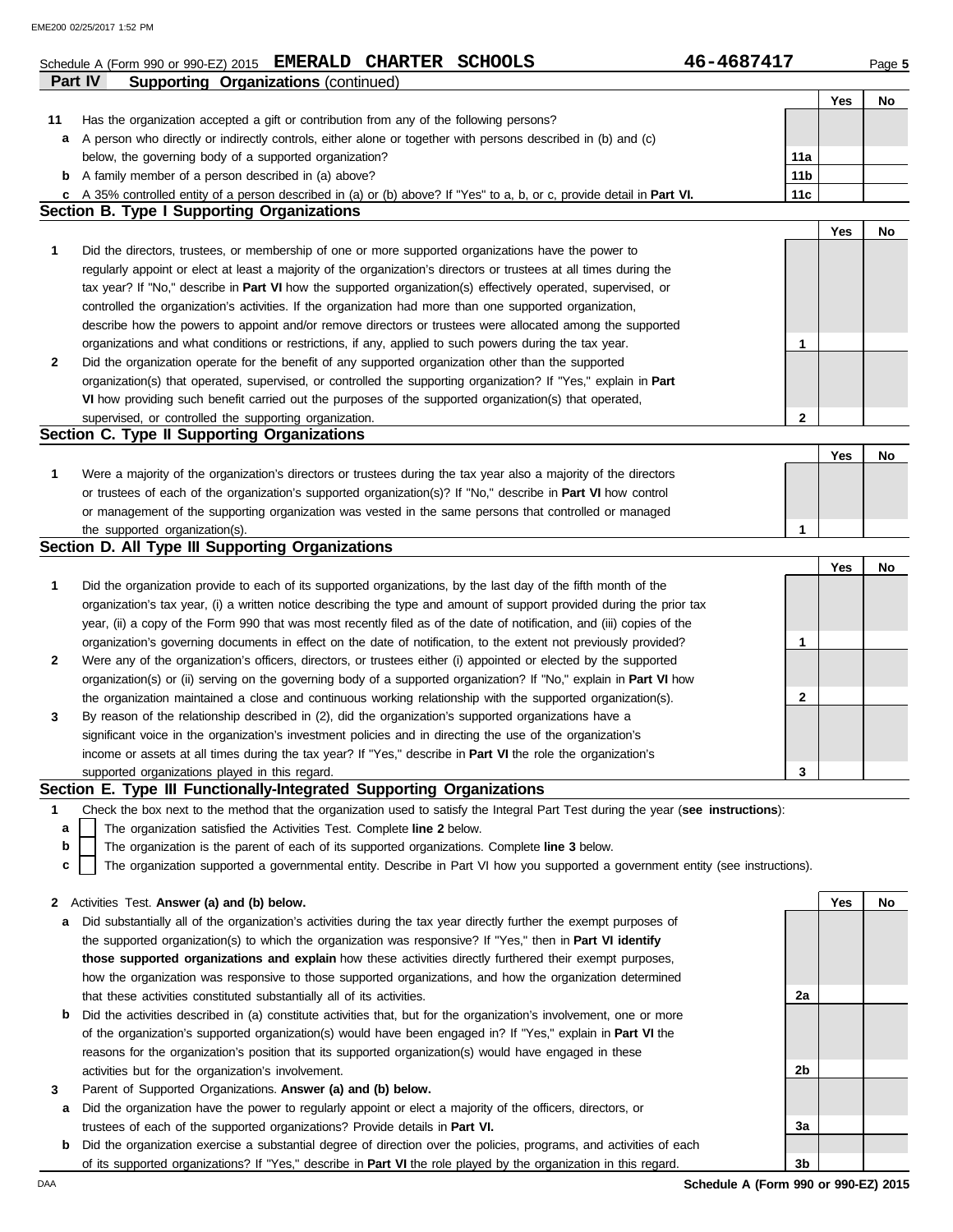Schedule A (Form 990 or 990-EZ) 2015 **EMERALD CHARTER SCHOOLS** 46-4687417

**Part IV Supporting Organizations** (continued)

| | | | Yes | No |
|---|---|---|---|---|
| **11** | Has the organization accepted a gift or contribution from any of the following persons? | | | |
| **a** | A person who directly or indirectly controls, either alone or together with persons described in (b) and (c) below, the governing body of a supported organization? | 11a | | |
| **b** | A family member of a person described in (a) above? | 11b | | |
| **c** | A 35% controlled entity of a person described in (a) or (b) above? If "Yes" to a, b, or c, provide detail in **Part VI.** | 11c | | |

## Section B. Type I Supporting Organizations

| | | | Yes | No |
|---|---|---|---|---|
| **1** | Did the directors, trustees, or membership of one or more supported organizations have the power to regularly appoint or elect at least a majority of the organization's directors or trustees at all times during the tax year? If "No," describe in **Part VI** how the supported organization(s) effectively operated, supervised, or controlled the organization's activities. If the organization had more than one supported organization, describe how the powers to appoint and/or remove directors or trustees were allocated among the supported organizations and what conditions or restrictions, if any, applied to such powers during the tax year. | 1 | | |
| **2** | Did the organization operate for the benefit of any supported organization other than the supported organization(s) that operated, supervised, or controlled the supporting organization? If "Yes," explain in **Part VI** how providing such benefit carried out the purposes of the supported organization(s) that operated, supervised, or controlled the supporting organization. | 2 | | |

## Section C. Type II Supporting Organizations

| | | | Yes | No |
|---|---|---|---|---|
| **1** | Were a majority of the organization's directors or trustees during the tax year also a majority of the directors or trustees of each of the organization's supported organization(s)? If "No," describe in **Part VI** how control or management of the supporting organization was vested in the same persons that controlled or managed the supported organization(s). | 1 | | |

## Section D. All Type III Supporting Organizations

| | | | Yes | No |
|---|---|---|---|---|
| **1** | Did the organization provide to each of its supported organizations, by the last day of the fifth month of the organization's tax year, (i) a written notice describing the type and amount of support provided during the prior tax year, (ii) a copy of the Form 990 that was most recently filed as of the date of notification, and (iii) copies of the organization's governing documents in effect on the date of notification, to the extent not previously provided? | 1 | | |
| **2** | Were any of the organization's officers, directors, or trustees either (i) appointed or elected by the supported organization(s) or (ii) serving on the governing body of a supported organization? If "No," explain in **Part VI** how the organization maintained a close and continuous working relationship with the supported organization(s). | 2 | | |
| **3** | By reason of the relationship described in (2), did the organization's supported organizations have a significant voice in the organization's investment policies and in directing the use of the organization's income or assets at all times during the tax year? If "Yes," describe in **Part VI** the role the organization's supported organizations played in this regard. | 3 | | |

## Section E. Type III Functionally-Integrated Supporting Organizations

**1** Check the box next to the method that the organization used to satisfy the Integral Part Test during the year (**see instructions**):

- **a** ☐ The organization satisfied the Activities Test. Complete **line 2** below.
- **b** ☐ The organization is the parent of each of its supported organizations. Complete **line 3** below.
- **c** ☐ The organization supported a governmental entity. Describe in Part VI how you supported a government entity (see instructions).

| | | | Yes | No |
|---|---|---|---|---|
| **2** | Activities Test. **Answer (a) and (b) below.** | | | |
| **a** | Did substantially all of the organization's activities during the tax year directly further the exempt purposes of the supported organization(s) to which the organization was responsive? If "Yes," then in **Part VI identify those supported organizations and explain** how these activities directly furthered their exempt purposes, how the organization was responsive to those supported organizations, and how the organization determined that these activities constituted substantially all of its activities. | 2a | | |
| **b** | Did the activities described in (a) constitute activities that, but for the organization's involvement, one or more of the organization's supported organization(s) would have been engaged in? If "Yes," explain in **Part VI** the reasons for the organization's position that its supported organization(s) would have engaged in these activities but for the organization's involvement. | 2b | | |
| **3** | Parent of Supported Organizations. **Answer (a) and (b) below.** | | | |
| **a** | Did the organization have the power to regularly appoint or elect a majority of the officers, directors, or trustees of each of the supported organizations? Provide details in **Part VI.** | 3a | | |
| **b** | Did the organization exercise a substantial degree of direction over the policies, programs, and activities of each of its supported organizations? If "Yes," describe in **Part VI** the role played by the organization in this regard. | 3b | | |

Schedule A (Form 990 or 990-EZ) 2015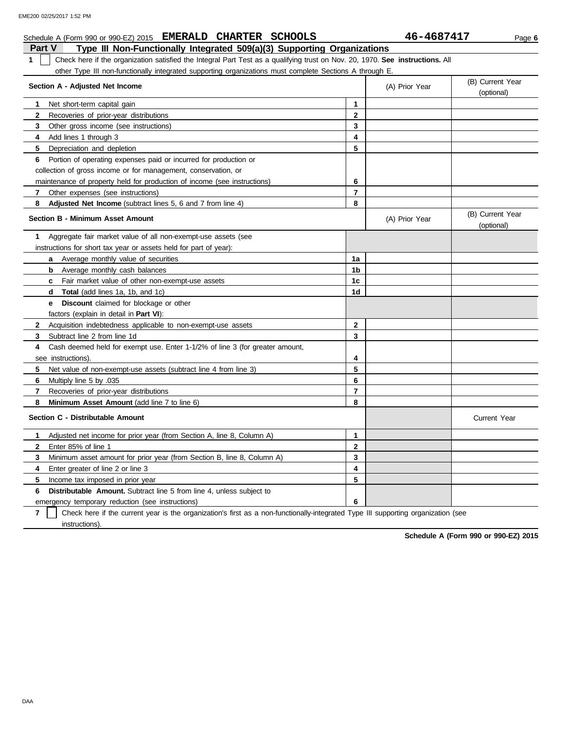Schedule A (Form 990 or 990-EZ) 2015 **EMERALD CHARTER SCHOOLS** **46-4687417** Page **6**

## Part V Type III Non-Functionally Integrated 509(a)(3) Supporting Organizations

**1** ☐ Check here if the organization satisfied the Integral Part Test as a qualifying trust on Nov. 20, 1970. **See instructions.** All other Type III non-functionally integrated supporting organizations must complete Sections A through E.

| **Section A - Adjusted Net Income** | | (A) Prior Year | (B) Current Year (optional) |
|---|---|---|---|
| **1** Net short-term capital gain | **1** | | |
| **2** Recoveries of prior-year distributions | **2** | | |
| **3** Other gross income (see instructions) | **3** | | |
| **4** Add lines 1 through 3 | **4** | | |
| **5** Depreciation and depletion | **5** | | |
| **6** Portion of operating expenses paid or incurred for production or collection of gross income or for management, conservation, or maintenance of property held for production of income (see instructions) | **6** | | |
| **7** Other expenses (see instructions) | **7** | | |
| **8** **Adjusted Net Income** (subtract lines 5, 6 and 7 from line 4) | **8** | | |

| **Section B - Minimum Asset Amount** | | (A) Prior Year | (B) Current Year (optional) |
|---|---|---|---|
| **1** Aggregate fair market value of all non-exempt-use assets (see instructions for short tax year or assets held for part of year): | | | |
| **a** Average monthly value of securities | **1a** | | |
| **b** Average monthly cash balances | **1b** | | |
| **c** Fair market value of other non-exempt-use assets | **1c** | | |
| **d** **Total** (add lines 1a, 1b, and 1c) | **1d** | | |
| **e** **Discount** claimed for blockage or other factors (explain in detail in **Part VI**): | | | |
| **2** Acquisition indebtedness applicable to non-exempt-use assets | **2** | | |
| **3** Subtract line 2 from line 1d | **3** | | |
| **4** Cash deemed held for exempt use. Enter 1-1/2% of line 3 (for greater amount, see instructions). | **4** | | |
| **5** Net value of non-exempt-use assets (subtract line 4 from line 3) | **5** | | |
| **6** Multiply line 5 by .035 | **6** | | |
| **7** Recoveries of prior-year distributions | **7** | | |
| **8** **Minimum Asset Amount** (add line 7 to line 6) | **8** | | |

| **Section C - Distributable Amount** | | | Current Year |
|---|---|---|---|
| **1** Adjusted net income for prior year (from Section A, line 8, Column A) | **1** | | |
| **2** Enter 85% of line 1 | **2** | | |
| **3** Minimum asset amount for prior year (from Section B, line 8, Column A) | **3** | | |
| **4** Enter greater of line 2 or line 3 | **4** | | |
| **5** Income tax imposed in prior year | **5** | | |
| **6** **Distributable Amount.** Subtract line 5 from line 4, unless subject to emergency temporary reduction (see instructions) | **6** | | |

**7** ☐ Check here if the current year is the organization's first as a non-functionally-integrated Type III supporting organization (see instructions).

**Schedule A (Form 990 or 990-EZ) 2015**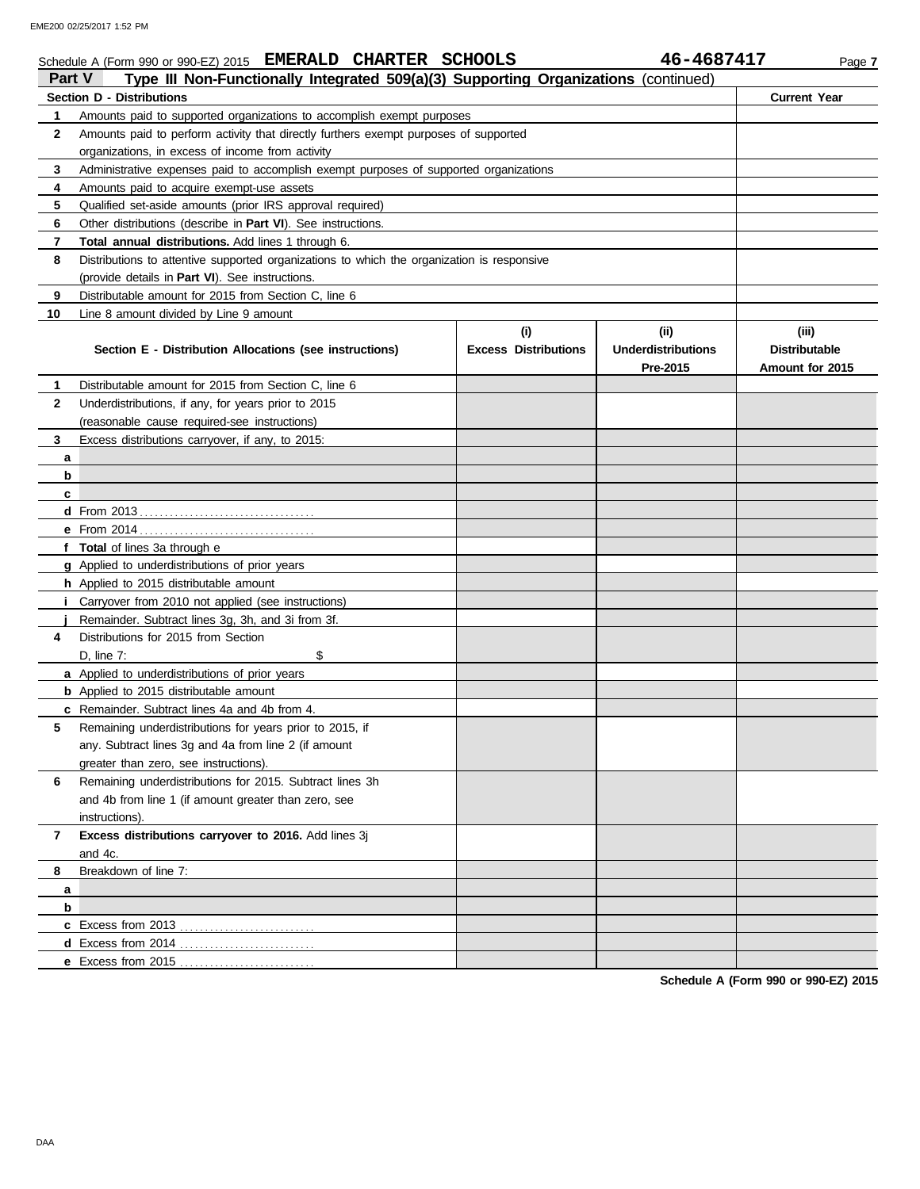Schedule A (Form 990 or 990-EZ) 2015 **EMERALD CHARTER SCHOOLS** **46-4687417** Page **7**

## Part V — Type III Non-Functionally Integrated 509(a)(3) Supporting Organizations (continued)

| Section D - Distributions | | Current Year |
|---|---|---|
| 1 | Amounts paid to supported organizations to accomplish exempt purposes | |
| 2 | Amounts paid to perform activity that directly furthers exempt purposes of supported organizations, in excess of income from activity | |
| 3 | Administrative expenses paid to accomplish exempt purposes of supported organizations | |
| 4 | Amounts paid to acquire exempt-use assets | |
| 5 | Qualified set-aside amounts (prior IRS approval required) | |
| 6 | Other distributions (describe in **Part VI**). See instructions. | |
| 7 | **Total annual distributions.** Add lines 1 through 6. | |
| 8 | Distributions to attentive supported organizations to which the organization is responsive (provide details in **Part VI**). See instructions. | |
| 9 | Distributable amount for 2015 from Section C, line 6 | |
| 10 | Line 8 amount divided by Line 9 amount | |

| Section E - Distribution Allocations (see instructions) | (i) Excess Distributions | (ii) Underdistributions Pre-2015 | (iii) Distributable Amount for 2015 |
|---|---|---|---|
| **1** Distributable amount for 2015 from Section C, line 6 | | | |
| **2** Underdistributions, if any, for years prior to 2015 (reasonable cause required-see instructions) | | | |
| **3** Excess distributions carryover, if any, to 2015: | | | |
| **a** | | | |
| **b** | | | |
| **c** | | | |
| **d** From 2013 | | | |
| **e** From 2014 | | | |
| **f** **Total** of lines 3a through e | | | |
| **g** Applied to underdistributions of prior years | | | |
| **h** Applied to 2015 distributable amount | | | |
| **i** Carryover from 2010 not applied (see instructions) | | | |
| **j** Remainder. Subtract lines 3g, 3h, and 3i from 3f. | | | |
| **4** Distributions for 2015 from Section D, line 7: $ | | | |
| **a** Applied to underdistributions of prior years | | | |
| **b** Applied to 2015 distributable amount | | | |
| **c** Remainder. Subtract lines 4a and 4b from 4. | | | |
| **5** Remaining underdistributions for years prior to 2015, if any. Subtract lines 3g and 4a from line 2 (if amount greater than zero, see instructions). | | | |
| **6** Remaining underdistributions for 2015. Subtract lines 3h and 4b from line 1 (if amount greater than zero, see instructions). | | | |
| **7** **Excess distributions carryover to 2016.** Add lines 3j and 4c. | | | |
| **8** Breakdown of line 7: | | | |
| **a** | | | |
| **b** | | | |
| **c** Excess from 2013 | | | |
| **d** Excess from 2014 | | | |
| **e** Excess from 2015 | | | |

**Schedule A (Form 990 or 990-EZ) 2015**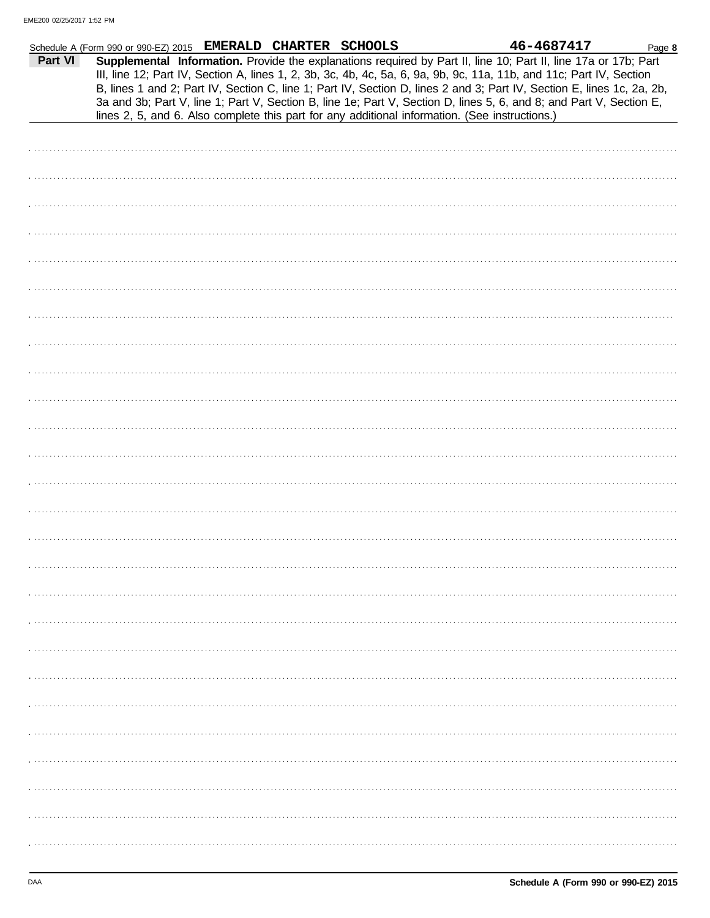Schedule A (Form 990 or 990-EZ) 2015 **EMERALD CHARTER SCHOOLS** **46-4687417**

**Part VI** **Supplemental Information.** Provide the explanations required by Part II, line 10; Part II, line 17a or 17b; Part III, line 12; Part IV, Section A, lines 1, 2, 3b, 3c, 4b, 4c, 5a, 6, 9a, 9b, 9c, 11a, 11b, and 11c; Part IV, Section B, lines 1 and 2; Part IV, Section C, line 1; Part IV, Section D, lines 2 and 3; Part IV, Section E, lines 1c, 2a, 2b, 3a and 3b; Part V, line 1; Part V, Section B, line 1e; Part V, Section D, lines 5, 6, and 8; and Part V, Section E, lines 2, 5, and 6. Also complete this part for any additional information. (See instructions.)

Schedule A (Form 990 or 990-EZ) 2015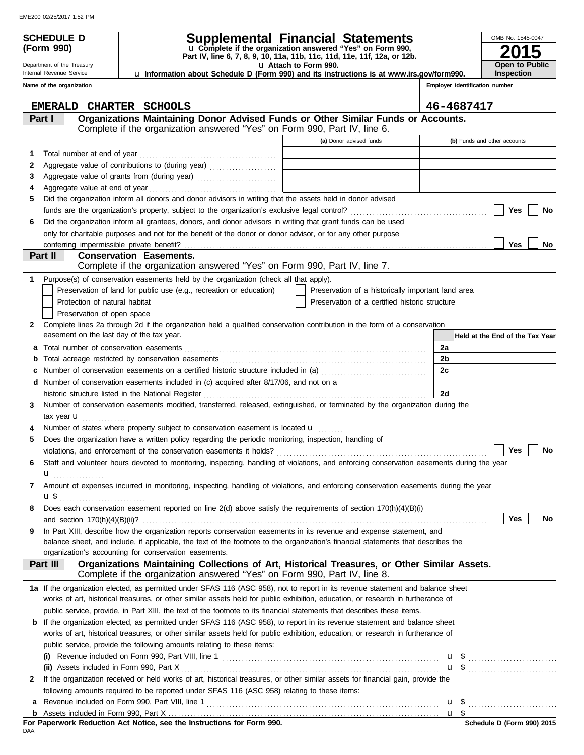EME200 02/25/2017 1:52 PM

**SCHEDULE D (Form 990)**

Department of the Treasury
Internal Revenue Service

# Supplemental Financial Statements

u Complete if the organization answered "Yes" on Form 990, Part IV, line 6, 7, 8, 9, 10, 11a, 11b, 11c, 11d, 11e, 11f, 12a, or 12b.
u Attach to Form 990.
u Information about Schedule D (Form 990) and its instructions is at www.irs.gov/form990.

OMB No. 1545-0047
**2015**
**Open to Public Inspection**

Name of the organization: **EMERALD CHARTER SCHOOLS**
Employer identification number: **46-4687417**

## Part I Organizations Maintaining Donor Advised Funds or Other Similar Funds or Accounts.
Complete if the organization answered "Yes" on Form 990, Part IV, line 6.

| | | (a) Donor advised funds | (b) Funds and other accounts |
|---|---|---|---|
| 1 | Total number at end of year | | |
| 2 | Aggregate value of contributions to (during year) | | |
| 3 | Aggregate value of grants from (during year) | | |
| 4 | Aggregate value at end of year | | |

5 Did the organization inform all donors and donor advisors in writing that the assets held in donor advised funds are the organization's property, subject to the organization's exclusive legal control? ☐ Yes ☐ No

6 Did the organization inform all grantees, donors, and donor advisors in writing that grant funds can be used only for charitable purposes and not for the benefit of the donor or donor advisor, or for any other purpose conferring impermissible private benefit? ☐ Yes ☐ No

## Part II Conservation Easements.
Complete if the organization answered "Yes" on Form 990, Part IV, line 7.

1 Purpose(s) of conservation easements held by the organization (check all that apply).
- ☐ Preservation of land for public use (e.g., recreation or education)
- ☐ Preservation of a historically important land area
- ☐ Protection of natural habitat
- ☐ Preservation of a certified historic structure
- ☐ Preservation of open space

2 Complete lines 2a through 2d if the organization held a qualified conservation contribution in the form of a conservation easement on the last day of the tax year.

| | | | Held at the End of the Tax Year |
|---|---|---|---|
| a | Total number of conservation easements | 2a | |
| b | Total acreage restricted by conservation easements | 2b | |
| c | Number of conservation easements on a certified historic structure included in (a) | 2c | |
| d | Number of conservation easements included in (c) acquired after 8/17/06, and not on a historic structure listed in the National Register | 2d | |

3 Number of conservation easements modified, transferred, released, extinguished, or terminated by the organization during the tax year u

4 Number of states where property subject to conservation easement is located u

5 Does the organization have a written policy regarding the periodic monitoring, inspection, handling of violations, and enforcement of the conservation easements it holds? ☐ Yes ☐ No

6 Staff and volunteer hours devoted to monitoring, inspecting, handling of violations, and enforcing conservation easements during the year u

7 Amount of expenses incurred in monitoring, inspecting, handling of violations, and enforcing conservation easements during the year u $

8 Does each conservation easement reported on line 2(d) above satisfy the requirements of section 170(h)(4)(B)(i) and section 170(h)(4)(B)(ii)? ☐ Yes ☐ No

9 In Part XIII, describe how the organization reports conservation easements in its revenue and expense statement, and balance sheet, and include, if applicable, the text of the footnote to the organization's financial statements that describes the organization's accounting for conservation easements.

## Part III Organizations Maintaining Collections of Art, Historical Treasures, or Other Similar Assets.
Complete if the organization answered "Yes" on Form 990, Part IV, line 8.

1a If the organization elected, as permitted under SFAS 116 (ASC 958), not to report in its revenue statement and balance sheet works of art, historical treasures, or other similar assets held for public exhibition, education, or research in furtherance of public service, provide, in Part XIII, the text of the footnote to its financial statements that describes these items.

b If the organization elected, as permitted under SFAS 116 (ASC 958), to report in its revenue statement and balance sheet works of art, historical treasures, or other similar assets held for public exhibition, education, or research in furtherance of public service, provide the following amounts relating to these items:

(i) Revenue included on Form 990, Part VIII, line 1 u $

(ii) Assets included in Form 990, Part X u $

2 If the organization received or held works of art, historical treasures, or other similar assets for financial gain, provide the following amounts required to be reported under SFAS 116 (ASC 958) relating to these items:

a Revenue included on Form 990, Part VIII, line 1 u $

b Assets included in Form 990, Part X u $

**For Paperwork Reduction Act Notice, see the Instructions for Form 990.**
DAA
**Schedule D (Form 990) 2015**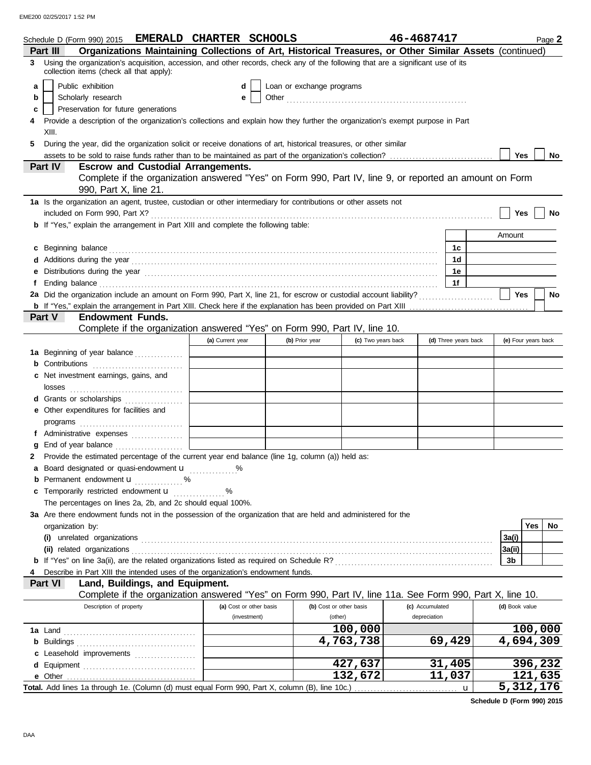Schedule D (Form 990) 2015 **EMERALD CHARTER SCHOOLS** **46-4687417** Page **2**

**Part III Organizations Maintaining Collections of Art, Historical Treasures, or Other Similar Assets** (continued)

**3** Using the organization's acquisition, accession, and other records, check any of the following that are a significant use of its collection items (check all that apply):

- **a** Public exhibition
- **b** Scholarly research
- **c** Preservation for future generations
- **d** Loan or exchange programs
- **e** Other

**4** Provide a description of the organization's collections and explain how they further the organization's exempt purpose in Part XIII.

**5** During the year, did the organization solicit or receive donations of art, historical treasures, or other similar assets to be sold to raise funds rather than to be maintained as part of the organization's collection? Yes No

**Part IV Escrow and Custodial Arrangements.**
Complete if the organization answered "Yes" on Form 990, Part IV, line 9, or reported an amount on Form 990, Part X, line 21.

**1a** Is the organization an agent, trustee, custodian or other intermediary for contributions or other assets not included on Form 990, Part X? Yes No

**b** If "Yes," explain the arrangement in Part XIII and complete the following table:

| | | Amount |
|---|---|---|
| **c** Beginning balance | 1c | |
| **d** Additions during the year | 1d | |
| **e** Distributions during the year | 1e | |
| **f** Ending balance | 1f | |

**2a** Did the organization include an amount on Form 990, Part X, line 21, for escrow or custodial account liability? Yes No

**b** If "Yes," explain the arrangement in Part XIII. Check here if the explanation has been provided on Part XIII

**Part V Endowment Funds.**
Complete if the organization answered "Yes" on Form 990, Part IV, line 10.

| | (a) Current year | (b) Prior year | (c) Two years back | (d) Three years back | (e) Four years back |
|---|---|---|---|---|---|
| **1a** Beginning of year balance | | | | | |
| **b** Contributions | | | | | |
| **c** Net investment earnings, gains, and losses | | | | | |
| **d** Grants or scholarships | | | | | |
| **e** Other expenditures for facilities and programs | | | | | |
| **f** Administrative expenses | | | | | |
| **g** End of year balance | | | | | |

**2** Provide the estimated percentage of the current year end balance (line 1g, column (a)) held as:

**a** Board designated or quasi-endowment u %

**b** Permanent endowment u %

**c** Temporarily restricted endowment u %

The percentages on lines 2a, 2b, and 2c should equal 100%.

**3a** Are there endowment funds not in the possession of the organization that are held and administered for the organization by:

| | | Yes | No |
|---|---|---|---|
| **(i)** unrelated organizations | 3a(i) | | |
| **(ii)** related organizations | 3a(ii) | | |
| **b** If "Yes" on line 3a(ii), are the related organizations listed as required on Schedule R? | 3b | | |

**4** Describe in Part XIII the intended uses of the organization's endowment funds.

**Part VI Land, Buildings, and Equipment.**
Complete if the organization answered "Yes" on Form 990, Part IV, line 11a. See Form 990, Part X, line 10.

| Description of property | (a) Cost or other basis (investment) | (b) Cost or other basis (other) | (c) Accumulated depreciation | (d) Book value |
|---|---|---|---|---|
| **1a** Land | | 100,000 | | 100,000 |
| **b** Buildings | | 4,763,738 | 69,429 | 4,694,309 |
| **c** Leasehold improvements | | | | |
| **d** Equipment | | 427,637 | 31,405 | 396,232 |
| **e** Other | | 132,672 | 11,037 | 121,635 |
| **Total.** Add lines 1a through 1e. (Column (d) must equal Form 990, Part X, column (B), line 10c.) u | | | | 5,312,176 |

**Schedule D (Form 990) 2015**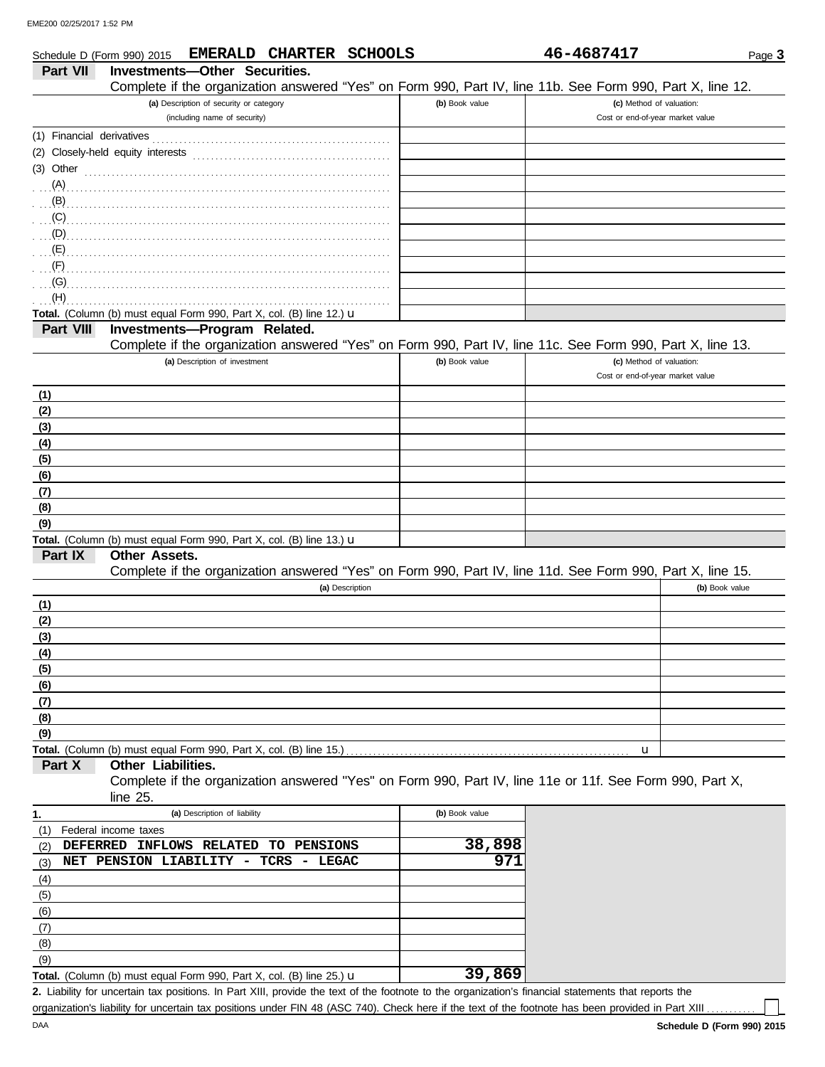Schedule D (Form 990) 2015 **EMERALD CHARTER SCHOOLS** **46-4687417** Page **3**

## Part VII Investments—Other Securities.

Complete if the organization answered "Yes" on Form 990, Part IV, line 11b. See Form 990, Part X, line 12.

| (a) Description of security or category (including name of security) | (b) Book value | (c) Method of valuation: Cost or end-of-year market value |
|---|---|---|
| (1) Financial derivatives | | |
| (2) Closely-held equity interests | | |
| (3) Other | | |
| (A) | | |
| (B) | | |
| (C) | | |
| (D) | | |
| (E) | | |
| (F) | | |
| (G) | | |
| (H) | | |
| **Total.** (Column (b) must equal Form 990, Part X, col. (B) line 12.) u | | |

## Part VIII Investments—Program Related.

Complete if the organization answered "Yes" on Form 990, Part IV, line 11c. See Form 990, Part X, line 13.

| (a) Description of investment | (b) Book value | (c) Method of valuation: Cost or end-of-year market value |
|---|---|---|
| (1) | | |
| (2) | | |
| (3) | | |
| (4) | | |
| (5) | | |
| (6) | | |
| (7) | | |
| (8) | | |
| (9) | | |
| **Total.** (Column (b) must equal Form 990, Part X, col. (B) line 13.) u | | |

## Part IX Other Assets.

Complete if the organization answered "Yes" on Form 990, Part IV, line 11d. See Form 990, Part X, line 15.

| (a) Description | (b) Book value |
|---|---|
| (1) | |
| (2) | |
| (3) | |
| (4) | |
| (5) | |
| (6) | |
| (7) | |
| (8) | |
| (9) | |
| **Total.** (Column (b) must equal Form 990, Part X, col. (B) line 15.) u | |

## Part X Other Liabilities.

Complete if the organization answered "Yes" on Form 990, Part IV, line 11e or 11f. See Form 990, Part X, line 25.

| 1. (a) Description of liability | (b) Book value |
|---|---|
| (1) Federal income taxes | |
| (2) DEFERRED INFLOWS RELATED TO PENSIONS | 38,898 |
| (3) NET PENSION LIABILITY - TCRS - LEGAC | 971 |
| (4) | |
| (5) | |
| (6) | |
| (7) | |
| (8) | |
| (9) | |
| **Total.** (Column (b) must equal Form 990, Part X, col. (B) line 25.) u | 39,869 |

**2.** Liability for uncertain tax positions. In Part XIII, provide the text of the footnote to the organization's financial statements that reports the organization's liability for uncertain tax positions under FIN 48 (ASC 740). Check here if the text of the footnote has been provided in Part XIII ☐

DAA **Schedule D (Form 990) 2015**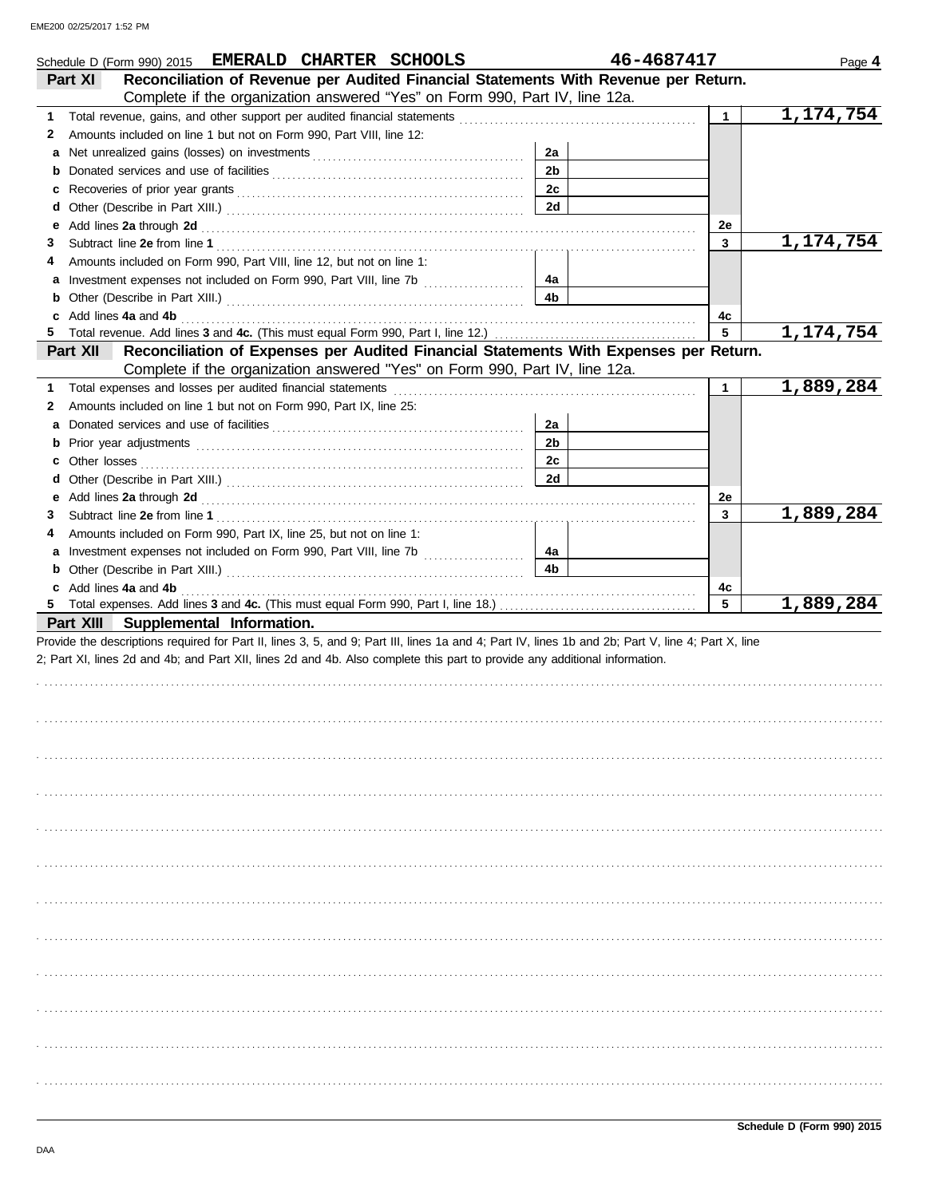Schedule D (Form 990) 2015 **EMERALD CHARTER SCHOOLS** **46-4687417** Page **4**

## Part XI Reconciliation of Revenue per Audited Financial Statements With Revenue per Return.

Complete if the organization answered "Yes" on Form 990, Part IV, line 12a.

| | | | | | |
|---|---|---|---|---|---|
| 1 | Total revenue, gains, and other support per audited financial statements | | | 1 | 1,174,754 |
| 2 | Amounts included on line 1 but not on Form 990, Part VIII, line 12: | | | | |
| a | Net unrealized gains (losses) on investments | 2a | | | |
| b | Donated services and use of facilities | 2b | | | |
| c | Recoveries of prior year grants | 2c | | | |
| d | Other (Describe in Part XIII.) | 2d | | | |
| e | Add lines **2a** through **2d** | | | 2e | |
| 3 | Subtract line **2e** from line **1** | | | 3 | 1,174,754 |
| 4 | Amounts included on Form 990, Part VIII, line 12, but not on line 1: | | | | |
| a | Investment expenses not included on Form 990, Part VIII, line 7b | 4a | | | |
| b | Other (Describe in Part XIII.) | 4b | | | |
| c | Add lines **4a** and **4b** | | | 4c | |
| 5 | Total revenue. Add lines **3** and **4c.** (This must equal Form 990, Part I, line 12.) | | | 5 | 1,174,754 |

## Part XII Reconciliation of Expenses per Audited Financial Statements With Expenses per Return.

Complete if the organization answered "Yes" on Form 990, Part IV, line 12a.

| | | | | | |
|---|---|---|---|---|---|
| 1 | Total expenses and losses per audited financial statements | | | 1 | 1,889,284 |
| 2 | Amounts included on line 1 but not on Form 990, Part IX, line 25: | | | | |
| a | Donated services and use of facilities | 2a | | | |
| b | Prior year adjustments | 2b | | | |
| c | Other losses | 2c | | | |
| d | Other (Describe in Part XIII.) | 2d | | | |
| e | Add lines **2a** through **2d** | | | 2e | |
| 3 | Subtract line **2e** from line **1** | | | 3 | 1,889,284 |
| 4 | Amounts included on Form 990, Part IX, line 25, but not on line 1: | | | | |
| a | Investment expenses not included on Form 990, Part VIII, line 7b | 4a | | | |
| b | Other (Describe in Part XIII.) | 4b | | | |
| c | Add lines **4a** and **4b** | | | 4c | |
| 5 | Total expenses. Add lines **3** and **4c.** (This must equal Form 990, Part I, line 18.) | | | 5 | 1,889,284 |

## Part XIII Supplemental Information.

Provide the descriptions required for Part II, lines 3, 5, and 9; Part III, lines 1a and 4; Part IV, lines 1b and 2b; Part V, line 4; Part X, line 2; Part XI, lines 2d and 4b; and Part XII, lines 2d and 4b. Also complete this part to provide any additional information.

**Schedule D (Form 990) 2015**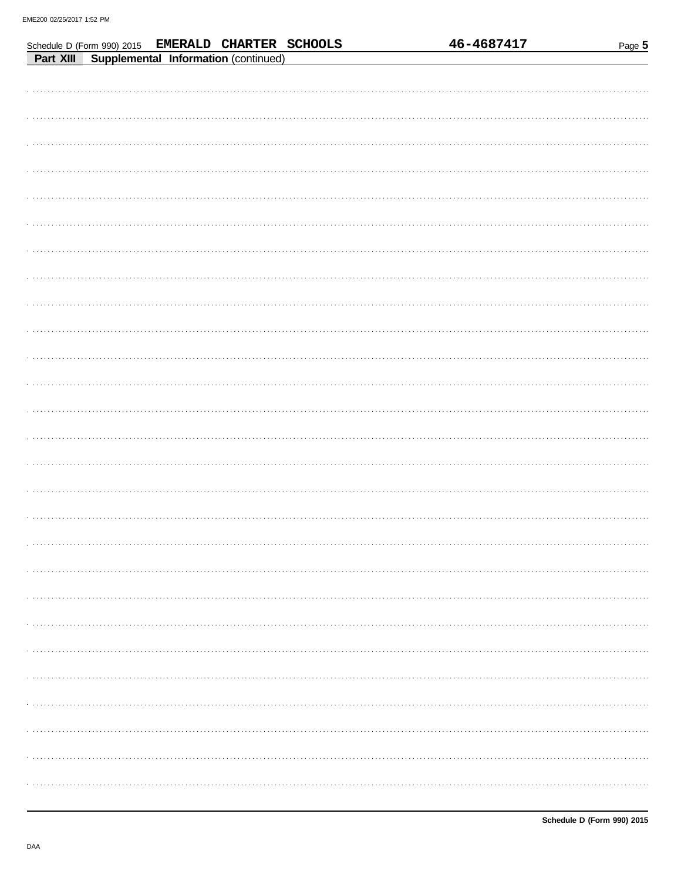Schedule D (Form 990) 2015 **EMERALD CHARTER SCHOOLS** **46-4687417** Page **5**

**Part XIII** **Supplemental Information** (continued)

**Schedule D (Form 990) 2015**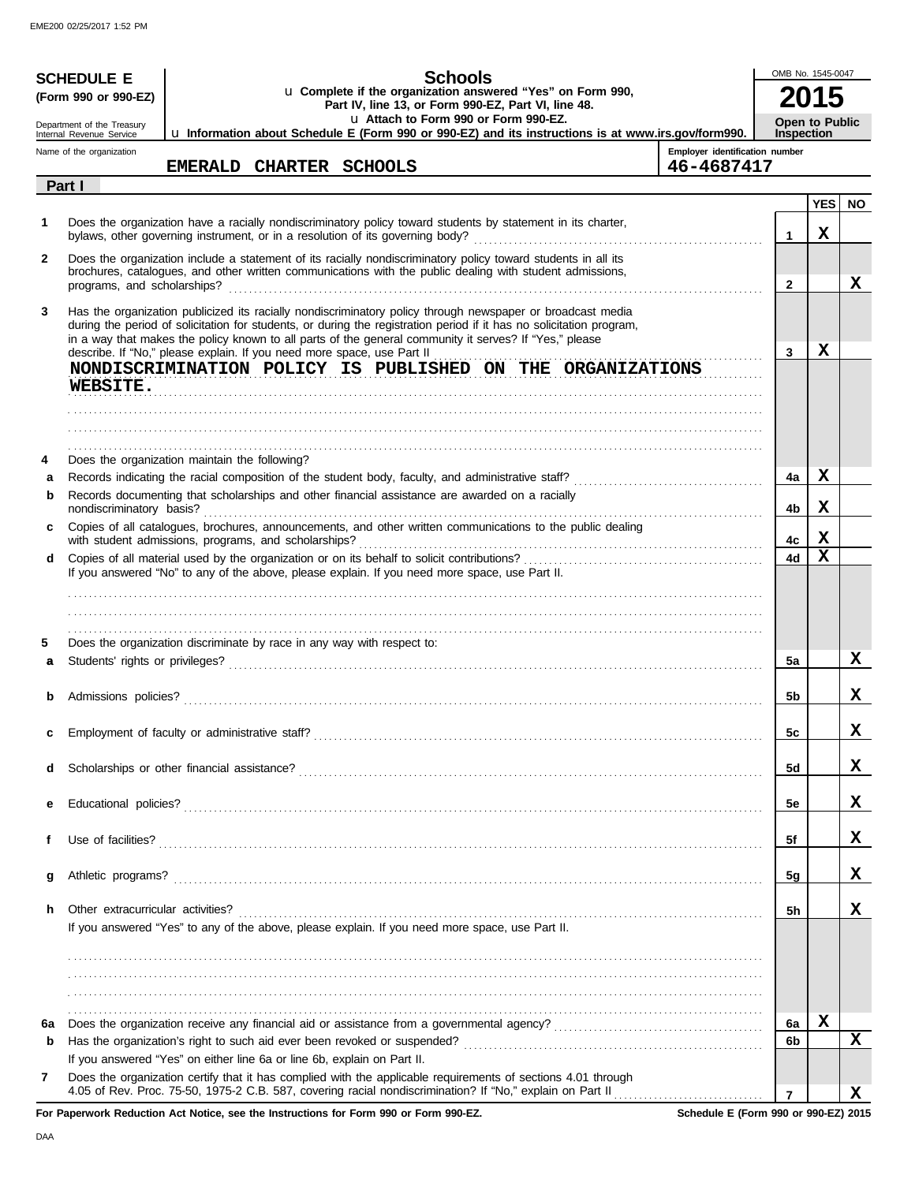**SCHEDULE E**
**(Form 990 or 990-EZ)**

Department of the Treasury
Internal Revenue Service

# Schools

u **Complete if the organization answered "Yes" on Form 990, Part IV, line 13, or Form 990-EZ, Part VI, line 48.**
u **Attach to Form 990 or Form 990-EZ.**
u **Information about Schedule E (Form 990 or 990-EZ) and its instructions is at www.irs.gov/form990.**

OMB No. 1545-0047

**2015**

**Open to Public Inspection**

Name of the organization: **EMERALD CHARTER SCHOOLS**

Employer identification number: **46-4687417**

## Part I

| | | | YES | NO |
|---|---|---|---|---|
| **1** | Does the organization have a racially nondiscriminatory policy toward students by statement in its charter, bylaws, other governing instrument, or in a resolution of its governing body? | 1 | X | |
| **2** | Does the organization include a statement of its racially nondiscriminatory policy toward students in all its brochures, catalogues, and other written communications with the public dealing with student admissions, programs, and scholarships? | 2 | | X |
| **3** | Has the organization publicized its racially nondiscriminatory policy through newspaper or broadcast media during the period of solicitation for students, or during the registration period if it has no solicitation program, in a way that makes the policy known to all parts of the general community it serves? If "Yes," please describe. If "No," please explain. If you need more space, use Part II<br>NONDISCRIMINATION POLICY IS PUBLISHED ON THE ORGANIZATIONS WEBSITE. | 3 | X | |
| **4** | Does the organization maintain the following? | | | |
| **a** | Records indicating the racial composition of the student body, faculty, and administrative staff? | 4a | X | |
| **b** | Records documenting that scholarships and other financial assistance are awarded on a racially nondiscriminatory basis? | 4b | X | |
| **c** | Copies of all catalogues, brochures, announcements, and other written communications to the public dealing with student admissions, programs, and scholarships? | 4c | X | |
| **d** | Copies of all material used by the organization or on its behalf to solicit contributions?<br>If you answered "No" to any of the above, please explain. If you need more space, use Part II. | 4d | X | |
| **5** | Does the organization discriminate by race in any way with respect to: | | | |
| **a** | Students' rights or privileges? | 5a | | X |
| **b** | Admissions policies? | 5b | | X |
| **c** | Employment of faculty or administrative staff? | 5c | | X |
| **d** | Scholarships or other financial assistance? | 5d | | X |
| **e** | Educational policies? | 5e | | X |
| **f** | Use of facilities? | 5f | | X |
| **g** | Athletic programs? | 5g | | X |
| **h** | Other extracurricular activities?<br>If you answered "Yes" to any of the above, please explain. If you need more space, use Part II. | 5h | | X |
| **6a** | Does the organization receive any financial aid or assistance from a governmental agency? | 6a | X | |
| **b** | Has the organization's right to such aid ever been revoked or suspended?<br>If you answered "Yes" on either line 6a or line 6b, explain on Part II. | 6b | | X |
| **7** | Does the organization certify that it has complied with the applicable requirements of sections 4.01 through 4.05 of Rev. Proc. 75-50, 1975-2 C.B. 587, covering racial nondiscrimination? If "No," explain on Part II | 7 | | X |

**For Paperwork Reduction Act Notice, see the Instructions for Form 990 or Form 990-EZ.**

**Schedule E (Form 990 or 990-EZ) 2015**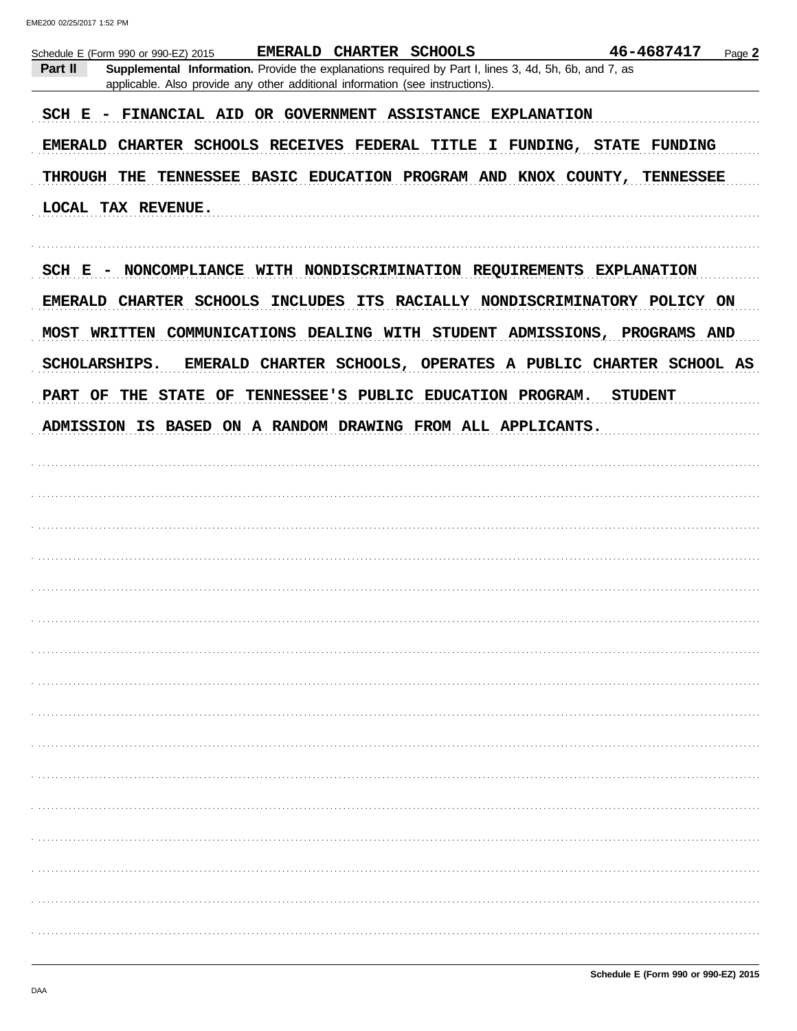Schedule E (Form 990 or 990-EZ) 2015 EMERALD CHARTER SCHOOLS 46-4687417 Page **2**

**Part II** **Supplemental Information.** Provide the explanations required by Part I, lines 3, 4d, 5h, 6b, and 7, as applicable. Also provide any other additional information (see instructions).

SCH E - FINANCIAL AID OR GOVERNMENT ASSISTANCE EXPLANATION

EMERALD CHARTER SCHOOLS RECEIVES FEDERAL TITLE I FUNDING, STATE FUNDING THROUGH THE TENNESSEE BASIC EDUCATION PROGRAM AND KNOX COUNTY, TENNESSEE LOCAL TAX REVENUE.

SCH E - NONCOMPLIANCE WITH NONDISCRIMINATION REQUIREMENTS EXPLANATION

EMERALD CHARTER SCHOOLS INCLUDES ITS RACIALLY NONDISCRIMINATORY POLICY ON MOST WRITTEN COMMUNICATIONS DEALING WITH STUDENT ADMISSIONS, PROGRAMS AND SCHOLARSHIPS. EMERALD CHARTER SCHOOLS, OPERATES A PUBLIC CHARTER SCHOOL AS PART OF THE STATE OF TENNESSEE'S PUBLIC EDUCATION PROGRAM. STUDENT ADMISSION IS BASED ON A RANDOM DRAWING FROM ALL APPLICANTS.

Schedule E (Form 990 or 990-EZ) 2015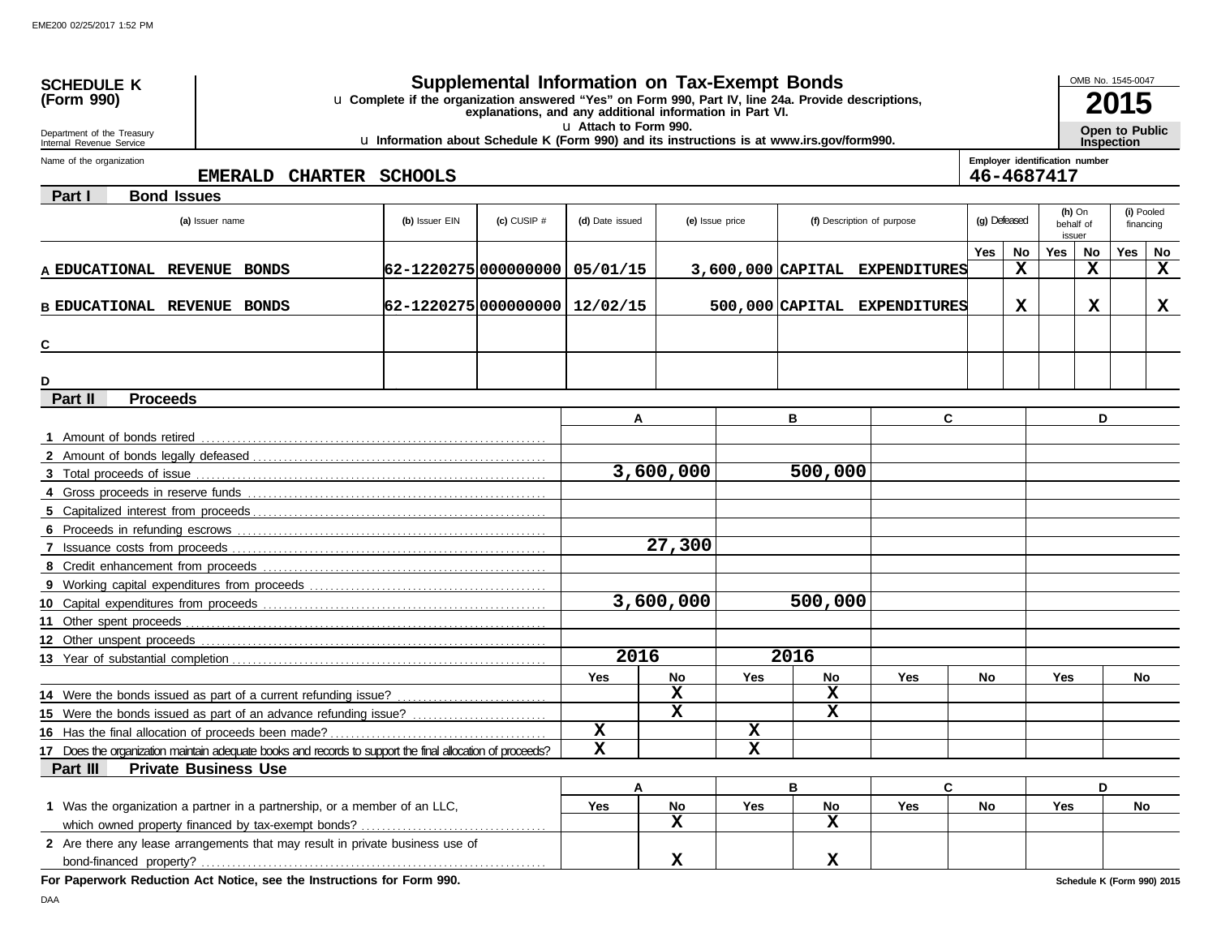EME200 02/25/2017 1:52 PM

**SCHEDULE K (Form 990)**

Department of the Treasury
Internal Revenue Service

# Supplemental Information on Tax-Exempt Bonds

u Complete if the organization answered "Yes" on Form 990, Part IV, line 24a. Provide descriptions, explanations, and any additional information in Part VI.
u Attach to Form 990.
u Information about Schedule K (Form 990) and its instructions is at www.irs.gov/form990.

OMB No. 1545-0047
**2015**
**Open to Public Inspection**

Name of the organization: EMERALD CHARTER SCHOOLS
Employer identification number: 46-4687417

## Part I Bond Issues

| | (a) Issuer name | (b) Issuer EIN | (c) CUSIP # | (d) Date issued | (e) Issue price | (f) Description of purpose | (g) Defeased Yes | (g) Defeased No | (h) On behalf of issuer Yes | (h) On behalf of issuer No | (i) Pooled financing Yes | (i) Pooled financing No |
|---|---|---|---|---|---|---|---|---|---|---|---|---|
| A | EDUCATIONAL REVENUE BONDS | 62-1220275 | 000000000 | 05/01/15 | 3,600,000 | CAPITAL EXPENDITURES | | X | | X | | X |
| B | EDUCATIONAL REVENUE BONDS | 62-1220275 | 000000000 | 12/02/15 | 500,000 | CAPITAL EXPENDITURES | | X | | X | | X |
| C | | | | | | | | | | | | |
| D | | | | | | | | | | | | |

## Part II Proceeds

| | A | B | C | D |
|---|---|---|---|---|
| 1 Amount of bonds retired | | | | |
| 2 Amount of bonds legally defeased | | | | |
| 3 Total proceeds of issue | 3,600,000 | 500,000 | | |
| 4 Gross proceeds in reserve funds | | | | |
| 5 Capitalized interest from proceeds | | | | |
| 6 Proceeds in refunding escrows | | | | |
| 7 Issuance costs from proceeds | 27,300 | | | |
| 8 Credit enhancement from proceeds | | | | |
| 9 Working capital expenditures from proceeds | | | | |
| 10 Capital expenditures from proceeds | 3,600,000 | 500,000 | | |
| 11 Other spent proceeds | | | | |
| 12 Other unspent proceeds | | | | |
| 13 Year of substantial completion | 2016 | 2016 | | |

| | A Yes | A No | B Yes | B No | C Yes | C No | D Yes | D No |
|---|---|---|---|---|---|---|---|---|
| 14 Were the bonds issued as part of a current refunding issue? | | X | | X | | | | |
| 15 Were the bonds issued as part of an advance refunding issue? | | X | | X | | | | |
| 16 Has the final allocation of proceeds been made? | X | | X | | | | | |
| 17 Does the organization maintain adequate books and records to support the final allocation of proceeds? | X | | X | | | | | |

## Part III Private Business Use

| | A Yes | A No | B Yes | B No | C Yes | C No | D Yes | D No |
|---|---|---|---|---|---|---|---|---|
| 1 Was the organization a partner in a partnership, or a member of an LLC, which owned property financed by tax-exempt bonds? | | X | | X | | | | |
| 2 Are there any lease arrangements that may result in private business use of bond-financed property? | | X | | X | | | | |

**For Paperwork Reduction Act Notice, see the Instructions for Form 990.**

Schedule K (Form 990) 2015

DAA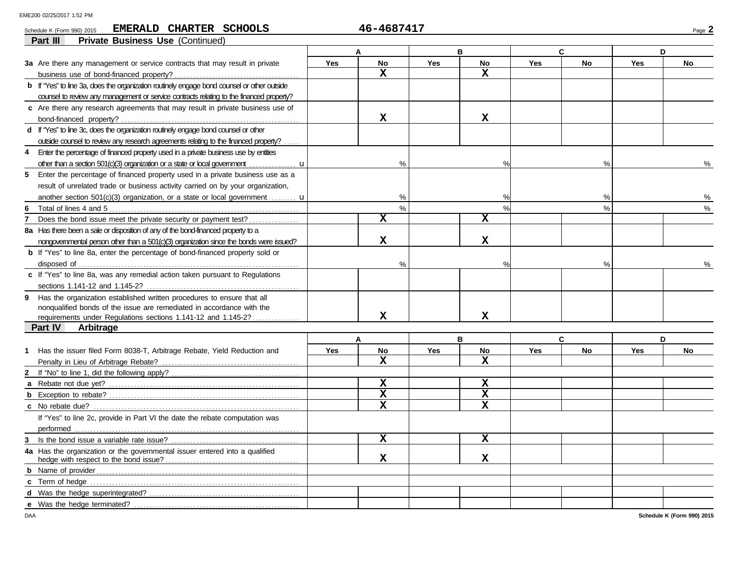Schedule K (Form 990) 2015 **EMERALD CHARTER SCHOOLS** 46-4687417

## Part III Private Business Use (Continued)

| | A Yes | A No | B Yes | B No | C Yes | C No | D Yes | D No |
|---|---|---|---|---|---|---|---|---|
| **3a** Are there any management or service contracts that may result in private business use of bond-financed property? | | X | | X | | | | |
| **b** If "Yes" to line 3a, does the organization routinely engage bond counsel or other outside counsel to review any management or service contracts relating to the financed property? | | | | | | | | |
| **c** Are there any research agreements that may result in private business use of bond-financed property? | | X | | X | | | | |
| **d** If "Yes" to line 3c, does the organization routinely engage bond counsel or other outside counsel to review any research agreements relating to the financed property? | | | | | | | | |
| **4** Enter the percentage of financed property used in a private business use by entities other than a section 501(c)(3) organization or a state or local government | | % | | % | | % | | % |
| **5** Enter the percentage of financed property used in a private business use as a result of unrelated trade or business activity carried on by your organization, another section 501(c)(3) organization, or a state or local government | | % | | % | | % | | % |
| **6** Total of lines 4 and 5 | | % | | % | | % | | % |
| **7** Does the bond issue meet the private security or payment test? | | X | | X | | | | |
| **8a** Has there been a sale or disposition of any of the bond-financed property to a nongovernmental person other than a 501(c)(3) organization since the bonds were issued? | | X | | X | | | | |
| **b** If "Yes" to line 8a, enter the percentage of bond-financed property sold or disposed of | | % | | % | | % | | % |
| **c** If "Yes" to line 8a, was any remedial action taken pursuant to Regulations sections 1.141-12 and 1.145-2? | | | | | | | | |
| **9** Has the organization established written procedures to ensure that all nonqualified bonds of the issue are remediated in accordance with the requirements under Regulations sections 1.141-12 and 1.145-2? | | X | | X | | | | |

## Part IV Arbitrage

| | A Yes | A No | B Yes | B No | C Yes | C No | D Yes | D No |
|---|---|---|---|---|---|---|---|---|
| **1** Has the issuer filed Form 8038-T, Arbitrage Rebate, Yield Reduction and Penalty in Lieu of Arbitrage Rebate? | | X | | X | | | | |
| **2** If "No" to line 1, did the following apply? | | | | | | | | |
| **a** Rebate not due yet? | | X | | X | | | | |
| **b** Exception to rebate? | | X | | X | | | | |
| **c** No rebate due? | | X | | X | | | | |
| If "Yes" to line 2c, provide in Part VI the date the rebate computation was performed | | | | | | | | |
| **3** Is the bond issue a variable rate issue? | | X | | X | | | | |
| **4a** Has the organization or the governmental issuer entered into a qualified hedge with respect to the bond issue? | | X | | X | | | | |
| **b** Name of provider | | | | | | | | |
| **c** Term of hedge | | | | | | | | |
| **d** Was the hedge superintegrated? | | | | | | | | |
| **e** Was the hedge terminated? | | | | | | | | |

DAA Schedule K (Form 990) 2015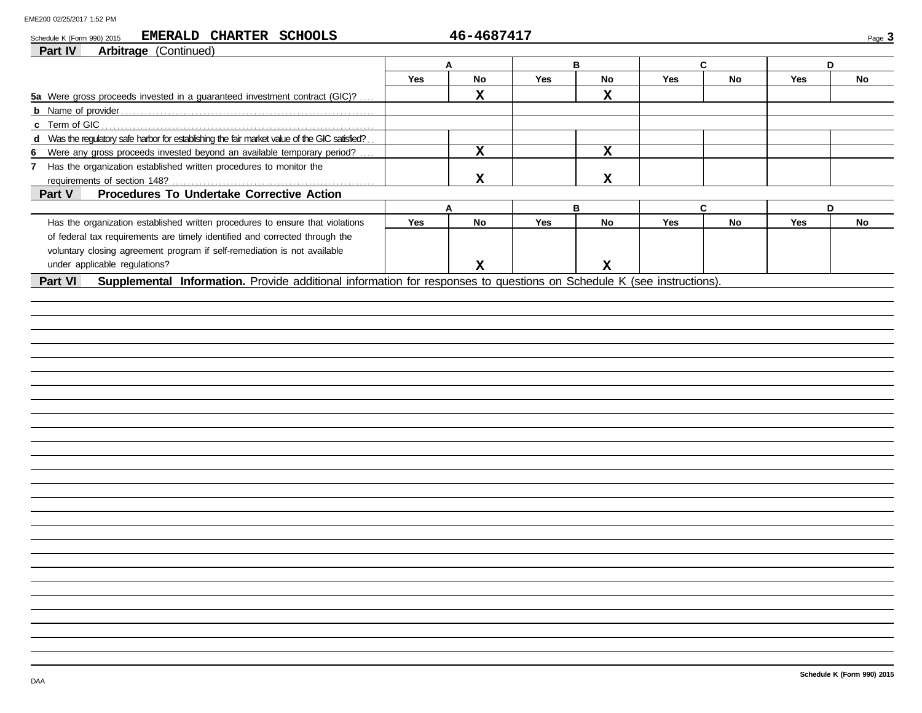Schedule K (Form 990) 2015 **EMERALD CHARTER SCHOOLS** **46-4687417**

## Part IV Arbitrage (Continued)

| | A | | B | | C | | D | |
|---|---|---|---|---|---|---|---|---|
| | Yes | No | Yes | No | Yes | No | Yes | No |
| **5a** Were gross proceeds invested in a guaranteed investment contract (GIC)? | | X | | X | | | | |
| **b** Name of provider | | | | | | | | |
| **c** Term of GIC | | | | | | | | |
| **d** Was the regulatory safe harbor for establishing the fair market value of the GIC satisfied? | | | | | | | | |
| **6** Were any gross proceeds invested beyond an available temporary period? | | X | | X | | | | |
| **7** Has the organization established written procedures to monitor the requirements of section 148? | | X | | X | | | | |

## Part V Procedures To Undertake Corrective Action

| | A | | B | | C | | D | |
|---|---|---|---|---|---|---|---|---|
| | Yes | No | Yes | No | Yes | No | Yes | No |
| Has the organization established written procedures to ensure that violations of federal tax requirements are timely identified and corrected through the voluntary closing agreement program if self-remediation is not available under applicable regulations? | | X | | X | | | | |

## Part VI Supplemental Information.

Provide additional information for responses to questions on Schedule K (see instructions).

DAA

**Schedule K (Form 990) 2015**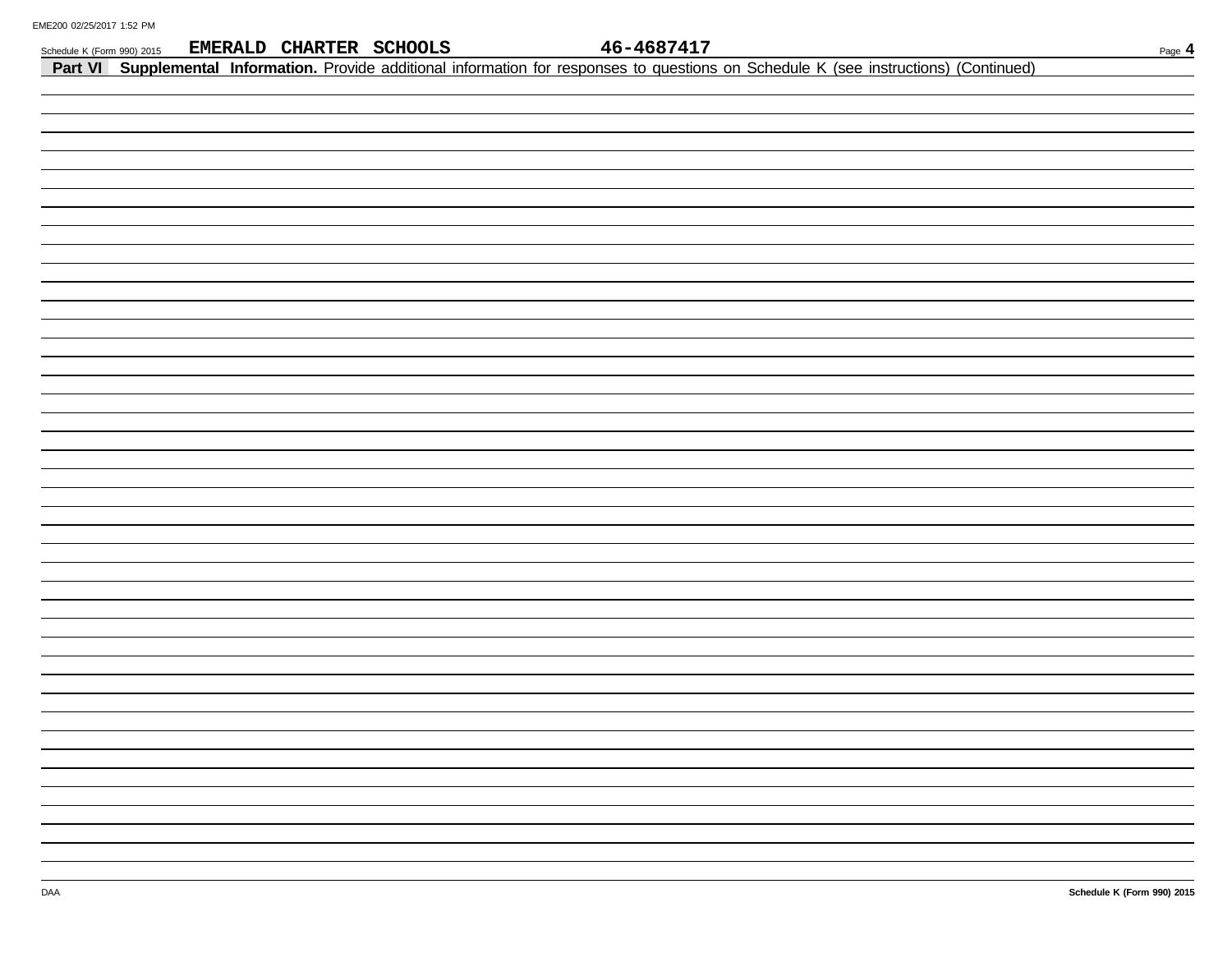EME200 02/25/2017 1:52 PM

Schedule K (Form 990) 2015 **EMERALD CHARTER SCHOOLS** **46-4687417** Page **4**

**Part VI** **Supplemental Information.** Provide additional information for responses to questions on Schedule K (see instructions) (Continued)

DAA **Schedule K (Form 990) 2015**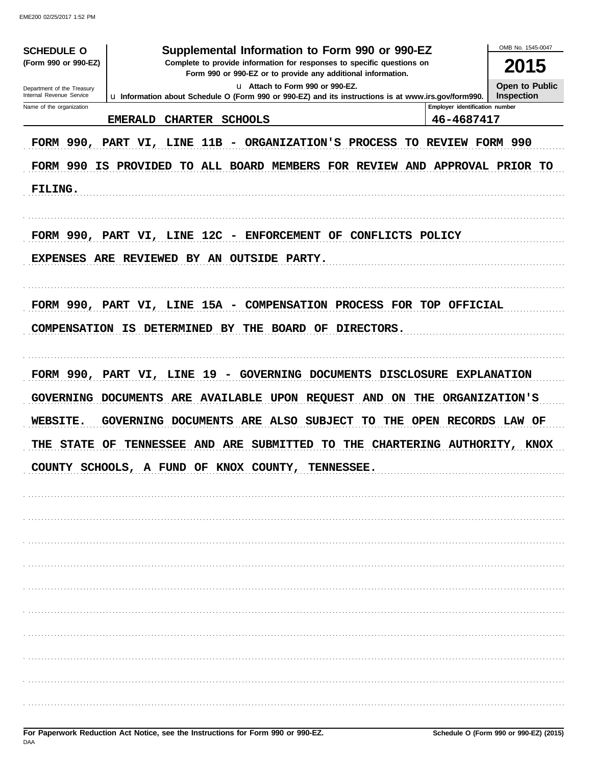**SCHEDULE O (Form 990 or 990-EZ)**

Department of the Treasury
Internal Revenue Service

# Supplemental Information to Form 990 or 990-EZ

**Complete to provide information for responses to specific questions on Form 990 or 990-EZ or to provide any additional information.**

u Attach to Form 990 or 990-EZ.

u Information about Schedule O (Form 990 or 990-EZ) and its instructions is at www.irs.gov/form990.

OMB No. 1545-0047

**2015**

**Open to Public Inspection**

| Name of the organization | Employer identification number |
|---|---|
| EMERALD CHARTER SCHOOLS | 46-4687417 |

FORM 990, PART VI, LINE 11B - ORGANIZATION'S PROCESS TO REVIEW FORM 990

FORM 990 IS PROVIDED TO ALL BOARD MEMBERS FOR REVIEW AND APPROVAL PRIOR TO FILING.

FORM 990, PART VI, LINE 12C - ENFORCEMENT OF CONFLICTS POLICY

EXPENSES ARE REVIEWED BY AN OUTSIDE PARTY.

FORM 990, PART VI, LINE 15A - COMPENSATION PROCESS FOR TOP OFFICIAL

COMPENSATION IS DETERMINED BY THE BOARD OF DIRECTORS.

FORM 990, PART VI, LINE 19 - GOVERNING DOCUMENTS DISCLOSURE EXPLANATION

GOVERNING DOCUMENTS ARE AVAILABLE UPON REQUEST AND ON THE ORGANIZATION'S WEBSITE. GOVERNING DOCUMENTS ARE ALSO SUBJECT TO THE OPEN RECORDS LAW OF THE STATE OF TENNESSEE AND ARE SUBMITTED TO THE CHARTERING AUTHORITY, KNOX COUNTY SCHOOLS, A FUND OF KNOX COUNTY, TENNESSEE.

For Paperwork Reduction Act Notice, see the Instructions for Form 990 or 990-EZ.

Schedule O (Form 990 or 990-EZ) (2015)